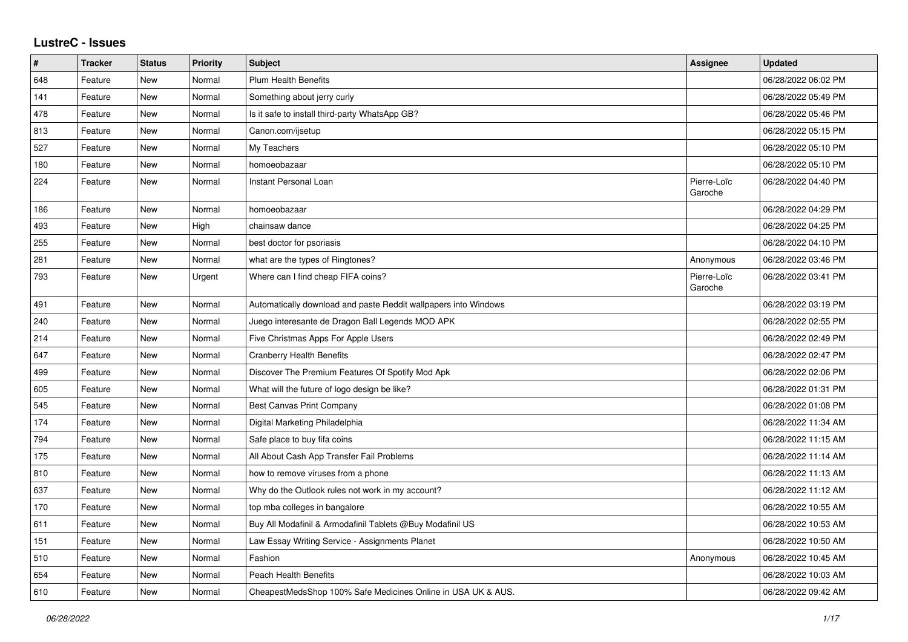# LustreC - Issues

| # | Tracker | Status | Priority | Subject | Assignee | Updated |
|---|---|---|---|---|---|---|
| 648 | Feature | New | Normal | Plum Health Benefits | | 06/28/2022 06:02 PM |
| 141 | Feature | New | Normal | Something about jerry curly | | 06/28/2022 05:49 PM |
| 478 | Feature | New | Normal | Is it safe to install third-party WhatsApp GB? | | 06/28/2022 05:46 PM |
| 813 | Feature | New | Normal | Canon.com/ijsetup | | 06/28/2022 05:15 PM |
| 527 | Feature | New | Normal | My Teachers | | 06/28/2022 05:10 PM |
| 180 | Feature | New | Normal | homoeobazaar | | 06/28/2022 05:10 PM |
| 224 | Feature | New | Normal | Instant Personal Loan | Pierre-Loïc Garoche | 06/28/2022 04:40 PM |
| 186 | Feature | New | Normal | homoeobazaar | | 06/28/2022 04:29 PM |
| 493 | Feature | New | High | chainsaw dance | | 06/28/2022 04:25 PM |
| 255 | Feature | New | Normal | best doctor for psoriasis | | 06/28/2022 04:10 PM |
| 281 | Feature | New | Normal | what are the types of Ringtones? | Anonymous | 06/28/2022 03:46 PM |
| 793 | Feature | New | Urgent | Where can I find cheap FIFA coins? | Pierre-Loïc Garoche | 06/28/2022 03:41 PM |
| 491 | Feature | New | Normal | Automatically download and paste Reddit wallpapers into Windows | | 06/28/2022 03:19 PM |
| 240 | Feature | New | Normal | Juego interesante de Dragon Ball Legends MOD APK | | 06/28/2022 02:55 PM |
| 214 | Feature | New | Normal | Five Christmas Apps For Apple Users | | 06/28/2022 02:49 PM |
| 647 | Feature | New | Normal | Cranberry Health Benefits | | 06/28/2022 02:47 PM |
| 499 | Feature | New | Normal | Discover The Premium Features Of Spotify Mod Apk | | 06/28/2022 02:06 PM |
| 605 | Feature | New | Normal | What will the future of logo design be like? | | 06/28/2022 01:31 PM |
| 545 | Feature | New | Normal | Best Canvas Print Company | | 06/28/2022 01:08 PM |
| 174 | Feature | New | Normal | Digital Marketing Philadelphia | | 06/28/2022 11:34 AM |
| 794 | Feature | New | Normal | Safe place to buy fifa coins | | 06/28/2022 11:15 AM |
| 175 | Feature | New | Normal | All About Cash App Transfer Fail Problems | | 06/28/2022 11:14 AM |
| 810 | Feature | New | Normal | how to remove viruses from a phone | | 06/28/2022 11:13 AM |
| 637 | Feature | New | Normal | Why do the Outlook rules not work in my account? | | 06/28/2022 11:12 AM |
| 170 | Feature | New | Normal | top mba colleges in bangalore | | 06/28/2022 10:55 AM |
| 611 | Feature | New | Normal | Buy All Modafinil & Armodafinil Tablets @Buy Modafinil US | | 06/28/2022 10:53 AM |
| 151 | Feature | New | Normal | Law Essay Writing Service - Assignments Planet | | 06/28/2022 10:50 AM |
| 510 | Feature | New | Normal | Fashion | Anonymous | 06/28/2022 10:45 AM |
| 654 | Feature | New | Normal | Peach Health Benefits | | 06/28/2022 10:03 AM |
| 610 | Feature | New | Normal | CheapestMedsShop 100% Safe Medicines Online in USA UK & AUS. | | 06/28/2022 09:42 AM |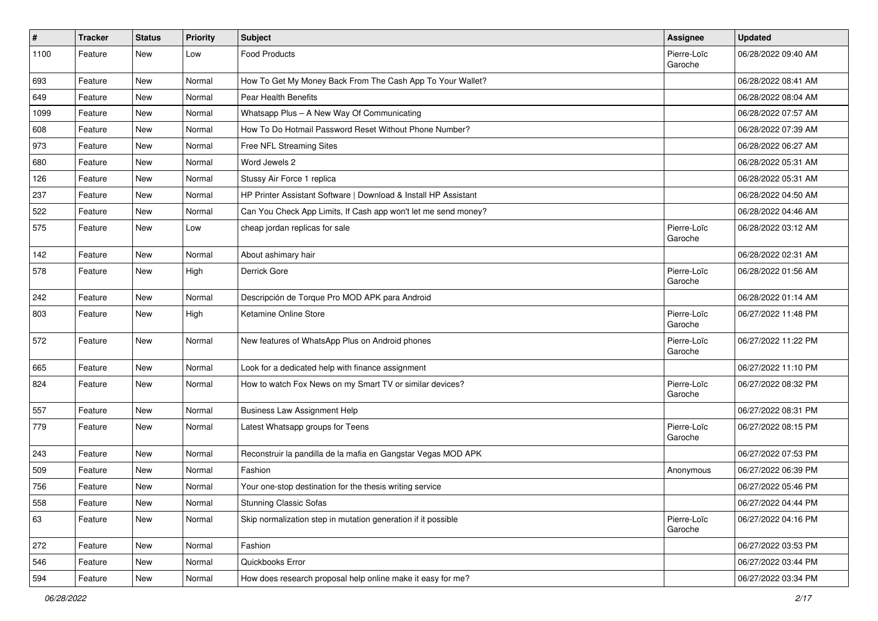| # | Tracker | Status | Priority | Subject | Assignee | Updated |
|---|---|---|---|---|---|---|
| 1100 | Feature | New | Low | Food Products | Pierre-Loïc Garoche | 06/28/2022 09:40 AM |
| 693 | Feature | New | Normal | How To Get My Money Back From The Cash App To Your Wallet? | | 06/28/2022 08:41 AM |
| 649 | Feature | New | Normal | Pear Health Benefits | | 06/28/2022 08:04 AM |
| 1099 | Feature | New | Normal | Whatsapp Plus – A New Way Of Communicating | | 06/28/2022 07:57 AM |
| 608 | Feature | New | Normal | How To Do Hotmail Password Reset Without Phone Number? | | 06/28/2022 07:39 AM |
| 973 | Feature | New | Normal | Free NFL Streaming Sites | | 06/28/2022 06:27 AM |
| 680 | Feature | New | Normal | Word Jewels 2 | | 06/28/2022 05:31 AM |
| 126 | Feature | New | Normal | Stussy Air Force 1 replica | | 06/28/2022 05:31 AM |
| 237 | Feature | New | Normal | HP Printer Assistant Software \| Download & Install HP Assistant | | 06/28/2022 04:50 AM |
| 522 | Feature | New | Normal | Can You Check App Limits, If Cash app won't let me send money? | | 06/28/2022 04:46 AM |
| 575 | Feature | New | Low | cheap jordan replicas for sale | Pierre-Loïc Garoche | 06/28/2022 03:12 AM |
| 142 | Feature | New | Normal | About ashimary hair | | 06/28/2022 02:31 AM |
| 578 | Feature | New | High | Derrick Gore | Pierre-Loïc Garoche | 06/28/2022 01:56 AM |
| 242 | Feature | New | Normal | Descripción de Torque Pro MOD APK para Android | | 06/28/2022 01:14 AM |
| 803 | Feature | New | High | Ketamine Online Store | Pierre-Loïc Garoche | 06/27/2022 11:48 PM |
| 572 | Feature | New | Normal | New features of WhatsApp Plus on Android phones | Pierre-Loïc Garoche | 06/27/2022 11:22 PM |
| 665 | Feature | New | Normal | Look for a dedicated help with finance assignment | | 06/27/2022 11:10 PM |
| 824 | Feature | New | Normal | How to watch Fox News on my Smart TV or similar devices? | Pierre-Loïc Garoche | 06/27/2022 08:32 PM |
| 557 | Feature | New | Normal | Business Law Assignment Help | | 06/27/2022 08:31 PM |
| 779 | Feature | New | Normal | Latest Whatsapp groups for Teens | Pierre-Loïc Garoche | 06/27/2022 08:15 PM |
| 243 | Feature | New | Normal | Reconstruir la pandilla de la mafia en Gangstar Vegas MOD APK | | 06/27/2022 07:53 PM |
| 509 | Feature | New | Normal | Fashion | Anonymous | 06/27/2022 06:39 PM |
| 756 | Feature | New | Normal | Your one-stop destination for the thesis writing service | | 06/27/2022 05:46 PM |
| 558 | Feature | New | Normal | Stunning Classic Sofas | | 06/27/2022 04:44 PM |
| 63 | Feature | New | Normal | Skip normalization step in mutation generation if it possible | Pierre-Loïc Garoche | 06/27/2022 04:16 PM |
| 272 | Feature | New | Normal | Fashion | | 06/27/2022 03:53 PM |
| 546 | Feature | New | Normal | Quickbooks Error | | 06/27/2022 03:44 PM |
| 594 | Feature | New | Normal | How does research proposal help online make it easy for me? | | 06/27/2022 03:34 PM |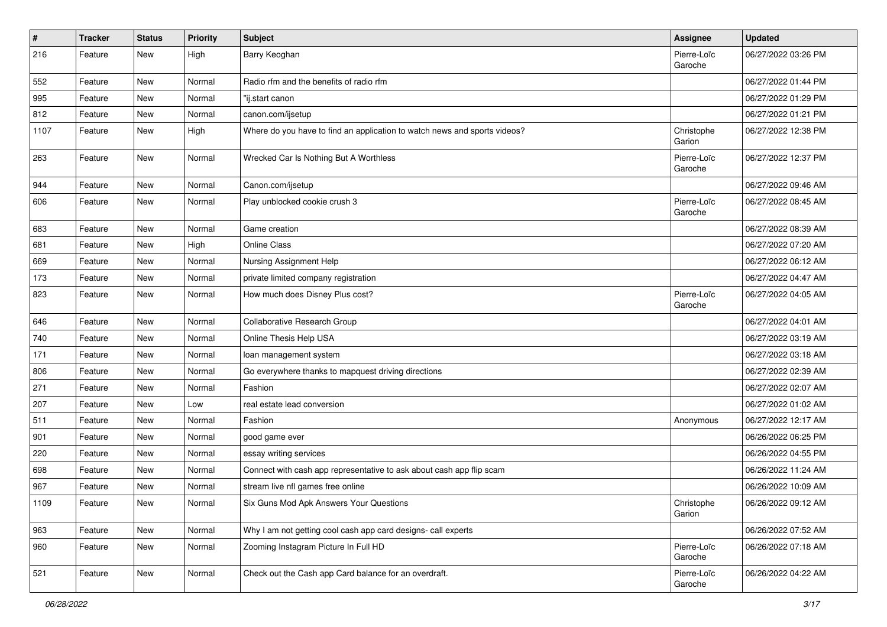| # | Tracker | Status | Priority | Subject | Assignee | Updated |
|---|---|---|---|---|---|---|
| 216 | Feature | New | High | Barry Keoghan | Pierre-Loïc Garoche | 06/27/2022 03:26 PM |
| 552 | Feature | New | Normal | Radio rfm and the benefits of radio rfm | | 06/27/2022 01:44 PM |
| 995 | Feature | New | Normal | "ij.start canon | | 06/27/2022 01:29 PM |
| 812 | Feature | New | Normal | canon.com/ijsetup | | 06/27/2022 01:21 PM |
| 1107 | Feature | New | High | Where do you have to find an application to watch news and sports videos? | Christophe Garion | 06/27/2022 12:38 PM |
| 263 | Feature | New | Normal | Wrecked Car Is Nothing But A Worthless | Pierre-Loïc Garoche | 06/27/2022 12:37 PM |
| 944 | Feature | New | Normal | Canon.com/ijsetup | | 06/27/2022 09:46 AM |
| 606 | Feature | New | Normal | Play unblocked cookie crush 3 | Pierre-Loïc Garoche | 06/27/2022 08:45 AM |
| 683 | Feature | New | Normal | Game creation | | 06/27/2022 08:39 AM |
| 681 | Feature | New | High | Online Class | | 06/27/2022 07:20 AM |
| 669 | Feature | New | Normal | Nursing Assignment Help | | 06/27/2022 06:12 AM |
| 173 | Feature | New | Normal | private limited company registration | | 06/27/2022 04:47 AM |
| 823 | Feature | New | Normal | How much does Disney Plus cost? | Pierre-Loïc Garoche | 06/27/2022 04:05 AM |
| 646 | Feature | New | Normal | Collaborative Research Group | | 06/27/2022 04:01 AM |
| 740 | Feature | New | Normal | Online Thesis Help USA | | 06/27/2022 03:19 AM |
| 171 | Feature | New | Normal | loan management system | | 06/27/2022 03:18 AM |
| 806 | Feature | New | Normal | Go everywhere thanks to mapquest driving directions | | 06/27/2022 02:39 AM |
| 271 | Feature | New | Normal | Fashion | | 06/27/2022 02:07 AM |
| 207 | Feature | New | Low | real estate lead conversion | | 06/27/2022 01:02 AM |
| 511 | Feature | New | Normal | Fashion | Anonymous | 06/27/2022 12:17 AM |
| 901 | Feature | New | Normal | good game ever | | 06/26/2022 06:25 PM |
| 220 | Feature | New | Normal | essay writing services | | 06/26/2022 04:55 PM |
| 698 | Feature | New | Normal | Connect with cash app representative to ask about cash app flip scam | | 06/26/2022 11:24 AM |
| 967 | Feature | New | Normal | stream live nfl games free online | | 06/26/2022 10:09 AM |
| 1109 | Feature | New | Normal | Six Guns Mod Apk Answers Your Questions | Christophe Garion | 06/26/2022 09:12 AM |
| 963 | Feature | New | Normal | Why I am not getting cool cash app card designs- call experts | | 06/26/2022 07:52 AM |
| 960 | Feature | New | Normal | Zooming Instagram Picture In Full HD | Pierre-Loïc Garoche | 06/26/2022 07:18 AM |
| 521 | Feature | New | Normal | Check out the Cash app Card balance for an overdraft. | Pierre-Loïc Garoche | 06/26/2022 04:22 AM |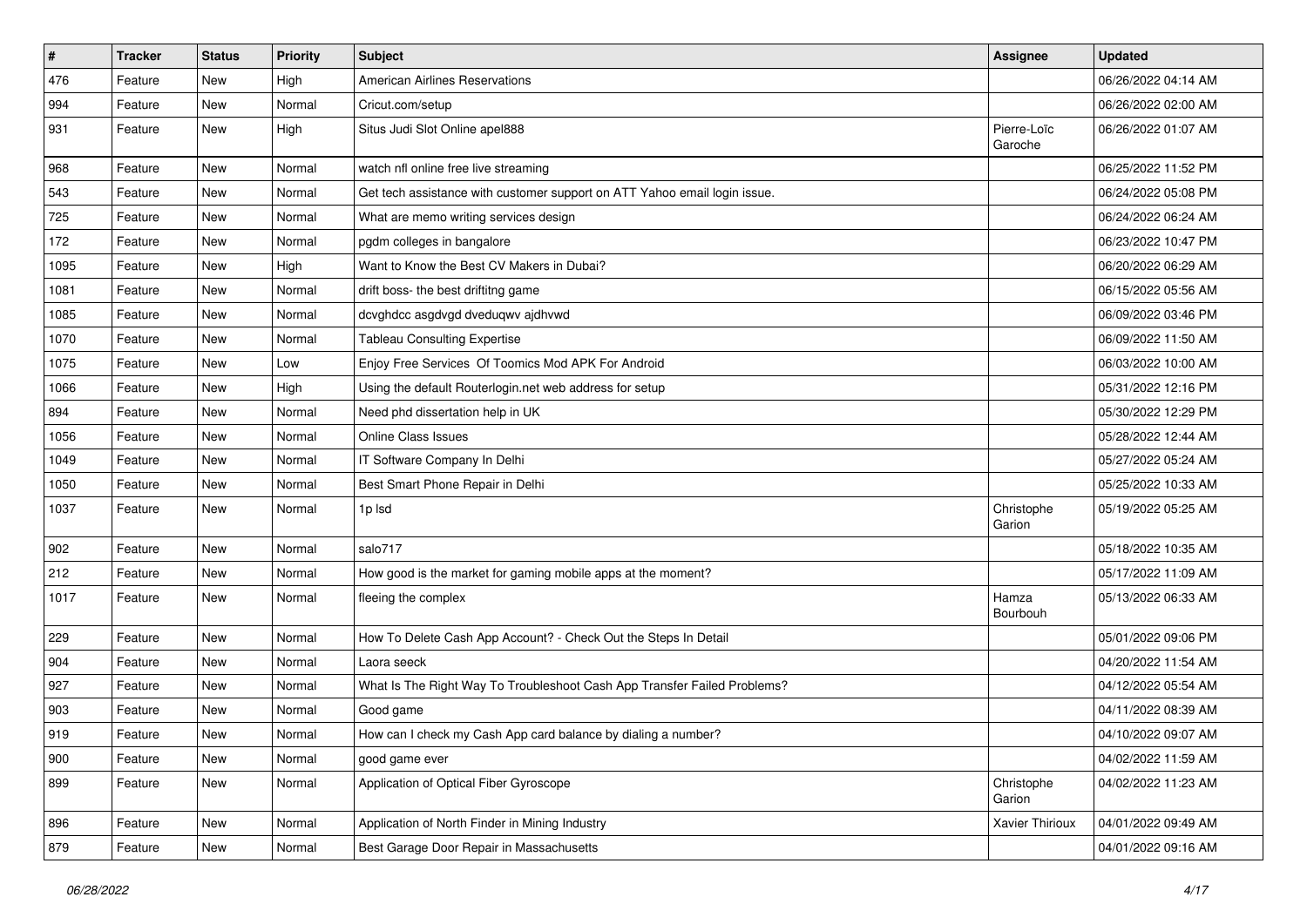| # | Tracker | Status | Priority | Subject | Assignee | Updated |
|---|---|---|---|---|---|---|
| 476 | Feature | New | High | American Airlines Reservations | | 06/26/2022 04:14 AM |
| 994 | Feature | New | Normal | Cricut.com/setup | | 06/26/2022 02:00 AM |
| 931 | Feature | New | High | Situs Judi Slot Online apel888 | Pierre-Loïc Garoche | 06/26/2022 01:07 AM |
| 968 | Feature | New | Normal | watch nfl online free live streaming | | 06/25/2022 11:52 PM |
| 543 | Feature | New | Normal | Get tech assistance with customer support on ATT Yahoo email login issue. | | 06/24/2022 05:08 PM |
| 725 | Feature | New | Normal | What are memo writing services design | | 06/24/2022 06:24 AM |
| 172 | Feature | New | Normal | pgdm colleges in bangalore | | 06/23/2022 10:47 PM |
| 1095 | Feature | New | High | Want to Know the Best CV Makers in Dubai? | | 06/20/2022 06:29 AM |
| 1081 | Feature | New | Normal | drift boss- the best driftitng game | | 06/15/2022 05:56 AM |
| 1085 | Feature | New | Normal | dcvghdcc asgdvgd dveduqwv ajdhvwd | | 06/09/2022 03:46 PM |
| 1070 | Feature | New | Normal | Tableau Consulting Expertise | | 06/09/2022 11:50 AM |
| 1075 | Feature | New | Low | Enjoy Free Services Of Toomics Mod APK For Android | | 06/03/2022 10:00 AM |
| 1066 | Feature | New | High | Using the default Routerlogin.net web address for setup | | 05/31/2022 12:16 PM |
| 894 | Feature | New | Normal | Need phd dissertation help in UK | | 05/30/2022 12:29 PM |
| 1056 | Feature | New | Normal | Online Class Issues | | 05/28/2022 12:44 AM |
| 1049 | Feature | New | Normal | IT Software Company In Delhi | | 05/27/2022 05:24 AM |
| 1050 | Feature | New | Normal | Best Smart Phone Repair in Delhi | | 05/25/2022 10:33 AM |
| 1037 | Feature | New | Normal | 1p lsd | Christophe Garion | 05/19/2022 05:25 AM |
| 902 | Feature | New | Normal | salo717 | | 05/18/2022 10:35 AM |
| 212 | Feature | New | Normal | How good is the market for gaming mobile apps at the moment? | | 05/17/2022 11:09 AM |
| 1017 | Feature | New | Normal | fleeing the complex | Hamza Bourbouh | 05/13/2022 06:33 AM |
| 229 | Feature | New | Normal | How To Delete Cash App Account? - Check Out the Steps In Detail | | 05/01/2022 09:06 PM |
| 904 | Feature | New | Normal | Laora seeck | | 04/20/2022 11:54 AM |
| 927 | Feature | New | Normal | What Is The Right Way To Troubleshoot Cash App Transfer Failed Problems? | | 04/12/2022 05:54 AM |
| 903 | Feature | New | Normal | Good game | | 04/11/2022 08:39 AM |
| 919 | Feature | New | Normal | How can I check my Cash App card balance by dialing a number? | | 04/10/2022 09:07 AM |
| 900 | Feature | New | Normal | good game ever | | 04/02/2022 11:59 AM |
| 899 | Feature | New | Normal | Application of Optical Fiber Gyroscope | Christophe Garion | 04/02/2022 11:23 AM |
| 896 | Feature | New | Normal | Application of North Finder in Mining Industry | Xavier Thirioux | 04/01/2022 09:49 AM |
| 879 | Feature | New | Normal | Best Garage Door Repair in Massachusetts | | 04/01/2022 09:16 AM |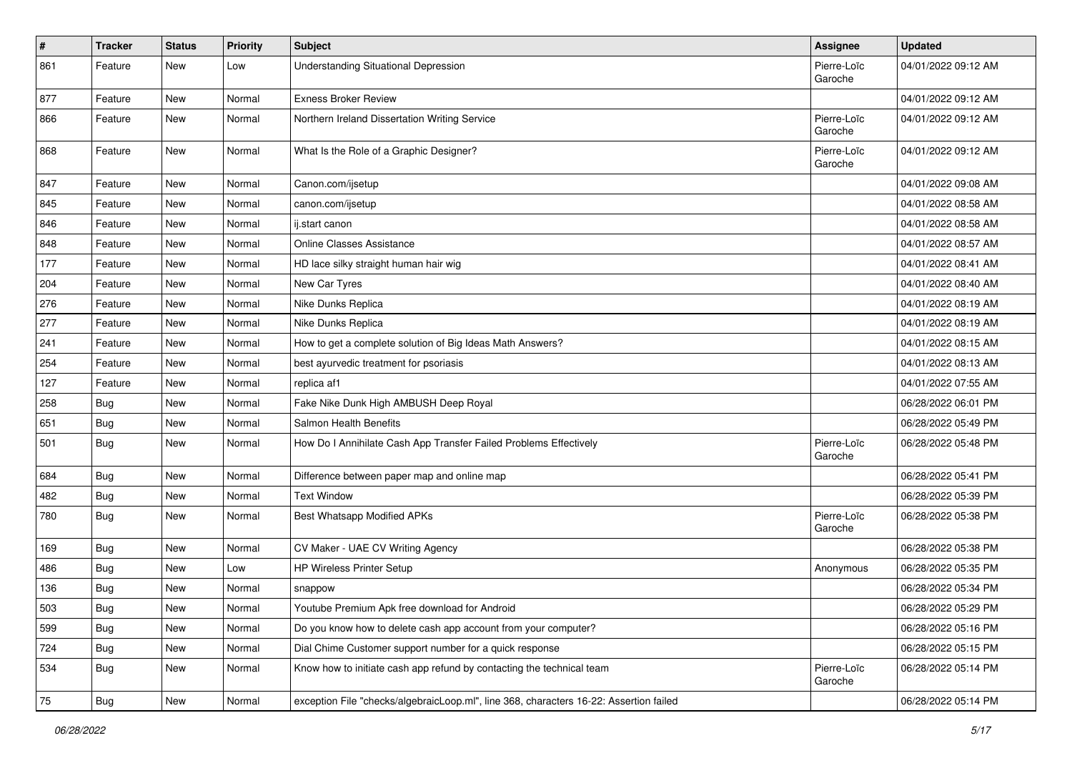| # | Tracker | Status | Priority | Subject | Assignee | Updated |
|---|---|---|---|---|---|---|
| 861 | Feature | New | Low | Understanding Situational Depression | Pierre-Loïc Garoche | 04/01/2022 09:12 AM |
| 877 | Feature | New | Normal | Exness Broker Review | | 04/01/2022 09:12 AM |
| 866 | Feature | New | Normal | Northern Ireland Dissertation Writing Service | Pierre-Loïc Garoche | 04/01/2022 09:12 AM |
| 868 | Feature | New | Normal | What Is the Role of a Graphic Designer? | Pierre-Loïc Garoche | 04/01/2022 09:12 AM |
| 847 | Feature | New | Normal | Canon.com/ijsetup | | 04/01/2022 09:08 AM |
| 845 | Feature | New | Normal | canon.com/ijsetup | | 04/01/2022 08:58 AM |
| 846 | Feature | New | Normal | ij.start canon | | 04/01/2022 08:58 AM |
| 848 | Feature | New | Normal | Online Classes Assistance | | 04/01/2022 08:57 AM |
| 177 | Feature | New | Normal | HD lace silky straight human hair wig | | 04/01/2022 08:41 AM |
| 204 | Feature | New | Normal | New Car Tyres | | 04/01/2022 08:40 AM |
| 276 | Feature | New | Normal | Nike Dunks Replica | | 04/01/2022 08:19 AM |
| 277 | Feature | New | Normal | Nike Dunks Replica | | 04/01/2022 08:19 AM |
| 241 | Feature | New | Normal | How to get a complete solution of Big Ideas Math Answers? | | 04/01/2022 08:15 AM |
| 254 | Feature | New | Normal | best ayurvedic treatment for psoriasis | | 04/01/2022 08:13 AM |
| 127 | Feature | New | Normal | replica af1 | | 04/01/2022 07:55 AM |
| 258 | Bug | New | Normal | Fake Nike Dunk High AMBUSH Deep Royal | | 06/28/2022 06:01 PM |
| 651 | Bug | New | Normal | Salmon Health Benefits | | 06/28/2022 05:49 PM |
| 501 | Bug | New | Normal | How Do I Annihilate Cash App Transfer Failed Problems Effectively | Pierre-Loïc Garoche | 06/28/2022 05:48 PM |
| 684 | Bug | New | Normal | Difference between paper map and online map | | 06/28/2022 05:41 PM |
| 482 | Bug | New | Normal | Text Window | | 06/28/2022 05:39 PM |
| 780 | Bug | New | Normal | Best Whatsapp Modified APKs | Pierre-Loïc Garoche | 06/28/2022 05:38 PM |
| 169 | Bug | New | Normal | CV Maker - UAE CV Writing Agency | | 06/28/2022 05:38 PM |
| 486 | Bug | New | Low | HP Wireless Printer Setup | Anonymous | 06/28/2022 05:35 PM |
| 136 | Bug | New | Normal | snappow | | 06/28/2022 05:34 PM |
| 503 | Bug | New | Normal | Youtube Premium Apk free download for Android | | 06/28/2022 05:29 PM |
| 599 | Bug | New | Normal | Do you know how to delete cash app account from your computer? | | 06/28/2022 05:16 PM |
| 724 | Bug | New | Normal | Dial Chime Customer support number for a quick response | | 06/28/2022 05:15 PM |
| 534 | Bug | New | Normal | Know how to initiate cash app refund by contacting the technical team | Pierre-Loïc Garoche | 06/28/2022 05:14 PM |
| 75 | Bug | New | Normal | exception File "checks/algebraicLoop.ml", line 368, characters 16-22: Assertion failed | | 06/28/2022 05:14 PM |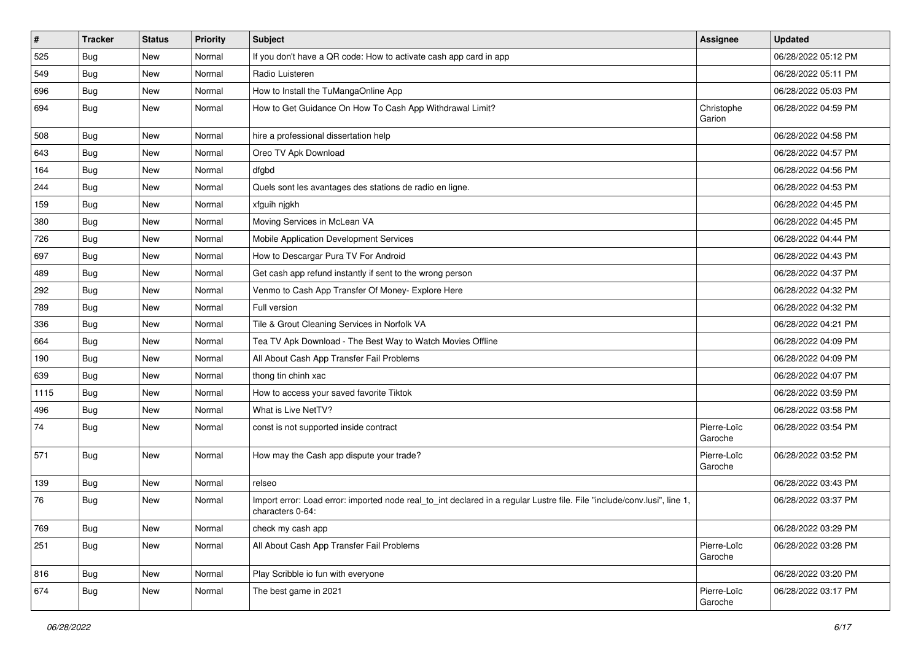| # | Tracker | Status | Priority | Subject | Assignee | Updated |
|---|---|---|---|---|---|---|
| 525 | Bug | New | Normal | If you don't have a QR code: How to activate cash app card in app | | 06/28/2022 05:12 PM |
| 549 | Bug | New | Normal | Radio Luisteren | | 06/28/2022 05:11 PM |
| 696 | Bug | New | Normal | How to Install the TuMangaOnline App | | 06/28/2022 05:03 PM |
| 694 | Bug | New | Normal | How to Get Guidance On How To Cash App Withdrawal Limit? | Christophe Garion | 06/28/2022 04:59 PM |
| 508 | Bug | New | Normal | hire a professional dissertation help | | 06/28/2022 04:58 PM |
| 643 | Bug | New | Normal | Oreo TV Apk Download | | 06/28/2022 04:57 PM |
| 164 | Bug | New | Normal | dfgbd | | 06/28/2022 04:56 PM |
| 244 | Bug | New | Normal | Quels sont les avantages des stations de radio en ligne. | | 06/28/2022 04:53 PM |
| 159 | Bug | New | Normal | xfguih njgkh | | 06/28/2022 04:45 PM |
| 380 | Bug | New | Normal | Moving Services in McLean VA | | 06/28/2022 04:45 PM |
| 726 | Bug | New | Normal | Mobile Application Development Services | | 06/28/2022 04:44 PM |
| 697 | Bug | New | Normal | How to Descargar Pura TV For Android | | 06/28/2022 04:43 PM |
| 489 | Bug | New | Normal | Get cash app refund instantly if sent to the wrong person | | 06/28/2022 04:37 PM |
| 292 | Bug | New | Normal | Venmo to Cash App Transfer Of Money- Explore Here | | 06/28/2022 04:32 PM |
| 789 | Bug | New | Normal | Full version | | 06/28/2022 04:32 PM |
| 336 | Bug | New | Normal | Tile & Grout Cleaning Services in Norfolk VA | | 06/28/2022 04:21 PM |
| 664 | Bug | New | Normal | Tea TV Apk Download - The Best Way to Watch Movies Offline | | 06/28/2022 04:09 PM |
| 190 | Bug | New | Normal | All About Cash App Transfer Fail Problems | | 06/28/2022 04:09 PM |
| 639 | Bug | New | Normal | thong tin chinh xac | | 06/28/2022 04:07 PM |
| 1115 | Bug | New | Normal | How to access your saved favorite Tiktok | | 06/28/2022 03:59 PM |
| 496 | Bug | New | Normal | What is Live NetTV? | | 06/28/2022 03:58 PM |
| 74 | Bug | New | Normal | const is not supported inside contract | Pierre-Loïc Garoche | 06/28/2022 03:54 PM |
| 571 | Bug | New | Normal | How may the Cash app dispute your trade? | Pierre-Loïc Garoche | 06/28/2022 03:52 PM |
| 139 | Bug | New | Normal | relseo | | 06/28/2022 03:43 PM |
| 76 | Bug | New | Normal | Import error: Load error: imported node real_to_int declared in a regular Lustre file. File "include/conv.lusi", line 1, characters 0-64: | | 06/28/2022 03:37 PM |
| 769 | Bug | New | Normal | check my cash app | | 06/28/2022 03:29 PM |
| 251 | Bug | New | Normal | All About Cash App Transfer Fail Problems | Pierre-Loïc Garoche | 06/28/2022 03:28 PM |
| 816 | Bug | New | Normal | Play Scribble io fun with everyone | | 06/28/2022 03:20 PM |
| 674 | Bug | New | Normal | The best game in 2021 | Pierre-Loïc Garoche | 06/28/2022 03:17 PM |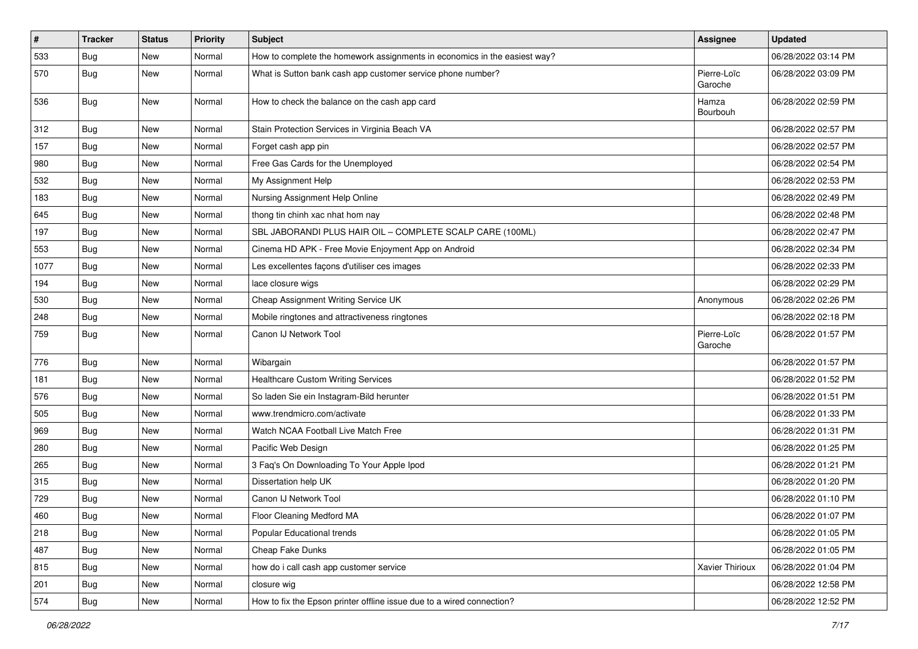| # | Tracker | Status | Priority | Subject | Assignee | Updated |
|---|---|---|---|---|---|---|
| 533 | Bug | New | Normal | How to complete the homework assignments in economics in the easiest way? | | 06/28/2022 03:14 PM |
| 570 | Bug | New | Normal | What is Sutton bank cash app customer service phone number? | Pierre-Loïc Garoche | 06/28/2022 03:09 PM |
| 536 | Bug | New | Normal | How to check the balance on the cash app card | Hamza Bourbouh | 06/28/2022 02:59 PM |
| 312 | Bug | New | Normal | Stain Protection Services in Virginia Beach VA | | 06/28/2022 02:57 PM |
| 157 | Bug | New | Normal | Forget cash app pin | | 06/28/2022 02:57 PM |
| 980 | Bug | New | Normal | Free Gas Cards for the Unemployed | | 06/28/2022 02:54 PM |
| 532 | Bug | New | Normal | My Assignment Help | | 06/28/2022 02:53 PM |
| 183 | Bug | New | Normal | Nursing Assignment Help Online | | 06/28/2022 02:49 PM |
| 645 | Bug | New | Normal | thong tin chinh xac nhat hom nay | | 06/28/2022 02:48 PM |
| 197 | Bug | New | Normal | SBL JABORANDI PLUS HAIR OIL – COMPLETE SCALP CARE (100ML) | | 06/28/2022 02:47 PM |
| 553 | Bug | New | Normal | Cinema HD APK - Free Movie Enjoyment App on Android | | 06/28/2022 02:34 PM |
| 1077 | Bug | New | Normal | Les excellentes façons d'utiliser ces images | | 06/28/2022 02:33 PM |
| 194 | Bug | New | Normal | lace closure wigs | | 06/28/2022 02:29 PM |
| 530 | Bug | New | Normal | Cheap Assignment Writing Service UK | Anonymous | 06/28/2022 02:26 PM |
| 248 | Bug | New | Normal | Mobile ringtones and attractiveness ringtones | | 06/28/2022 02:18 PM |
| 759 | Bug | New | Normal | Canon IJ Network Tool | Pierre-Loïc Garoche | 06/28/2022 01:57 PM |
| 776 | Bug | New | Normal | Wibargain | | 06/28/2022 01:57 PM |
| 181 | Bug | New | Normal | Healthcare Custom Writing Services | | 06/28/2022 01:52 PM |
| 576 | Bug | New | Normal | So laden Sie ein Instagram-Bild herunter | | 06/28/2022 01:51 PM |
| 505 | Bug | New | Normal | www.trendmicro.com/activate | | 06/28/2022 01:33 PM |
| 969 | Bug | New | Normal | Watch NCAA Football Live Match Free | | 06/28/2022 01:31 PM |
| 280 | Bug | New | Normal | Pacific Web Design | | 06/28/2022 01:25 PM |
| 265 | Bug | New | Normal | 3 Faq's On Downloading To Your Apple Ipod | | 06/28/2022 01:21 PM |
| 315 | Bug | New | Normal | Dissertation help UK | | 06/28/2022 01:20 PM |
| 729 | Bug | New | Normal | Canon IJ Network Tool | | 06/28/2022 01:10 PM |
| 460 | Bug | New | Normal | Floor Cleaning Medford MA | | 06/28/2022 01:07 PM |
| 218 | Bug | New | Normal | Popular Educational trends | | 06/28/2022 01:05 PM |
| 487 | Bug | New | Normal | Cheap Fake Dunks | | 06/28/2022 01:05 PM |
| 815 | Bug | New | Normal | how do i call cash app customer service | Xavier Thirioux | 06/28/2022 01:04 PM |
| 201 | Bug | New | Normal | closure wig | | 06/28/2022 12:58 PM |
| 574 | Bug | New | Normal | How to fix the Epson printer offline issue due to a wired connection? | | 06/28/2022 12:52 PM |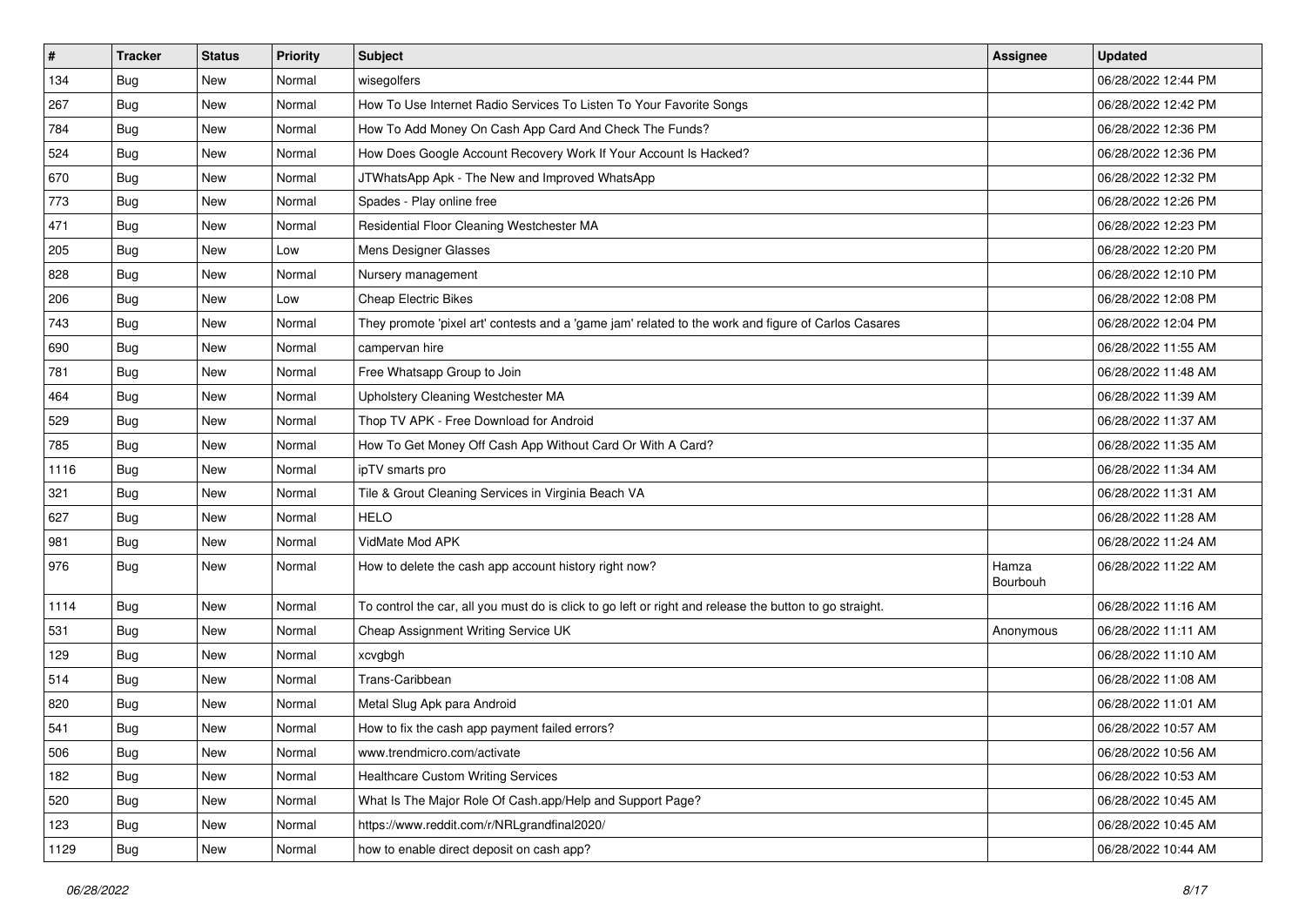| # | Tracker | Status | Priority | Subject | Assignee | Updated |
|---|---|---|---|---|---|---|
| 134 | Bug | New | Normal | wisegolfers | | 06/28/2022 12:44 PM |
| 267 | Bug | New | Normal | How To Use Internet Radio Services To Listen To Your Favorite Songs | | 06/28/2022 12:42 PM |
| 784 | Bug | New | Normal | How To Add Money On Cash App Card And Check The Funds? | | 06/28/2022 12:36 PM |
| 524 | Bug | New | Normal | How Does Google Account Recovery Work If Your Account Is Hacked? | | 06/28/2022 12:36 PM |
| 670 | Bug | New | Normal | JTWhatsApp Apk - The New and Improved WhatsApp | | 06/28/2022 12:32 PM |
| 773 | Bug | New | Normal | Spades - Play online free | | 06/28/2022 12:26 PM |
| 471 | Bug | New | Normal | Residential Floor Cleaning Westchester MA | | 06/28/2022 12:23 PM |
| 205 | Bug | New | Low | Mens Designer Glasses | | 06/28/2022 12:20 PM |
| 828 | Bug | New | Normal | Nursery management | | 06/28/2022 12:10 PM |
| 206 | Bug | New | Low | Cheap Electric Bikes | | 06/28/2022 12:08 PM |
| 743 | Bug | New | Normal | They promote 'pixel art' contests and a 'game jam' related to the work and figure of Carlos Casares | | 06/28/2022 12:04 PM |
| 690 | Bug | New | Normal | campervan hire | | 06/28/2022 11:55 AM |
| 781 | Bug | New | Normal | Free Whatsapp Group to Join | | 06/28/2022 11:48 AM |
| 464 | Bug | New | Normal | Upholstery Cleaning Westchester MA | | 06/28/2022 11:39 AM |
| 529 | Bug | New | Normal | Thop TV APK - Free Download for Android | | 06/28/2022 11:37 AM |
| 785 | Bug | New | Normal | How To Get Money Off Cash App Without Card Or With A Card? | | 06/28/2022 11:35 AM |
| 1116 | Bug | New | Normal | ipTV smarts pro | | 06/28/2022 11:34 AM |
| 321 | Bug | New | Normal | Tile & Grout Cleaning Services in Virginia Beach VA | | 06/28/2022 11:31 AM |
| 627 | Bug | New | Normal | HELO | | 06/28/2022 11:28 AM |
| 981 | Bug | New | Normal | VidMate Mod APK | | 06/28/2022 11:24 AM |
| 976 | Bug | New | Normal | How to delete the cash app account history right now? | Hamza Bourbouh | 06/28/2022 11:22 AM |
| 1114 | Bug | New | Normal | To control the car, all you must do is click to go left or right and release the button to go straight. | | 06/28/2022 11:16 AM |
| 531 | Bug | New | Normal | Cheap Assignment Writing Service UK | Anonymous | 06/28/2022 11:11 AM |
| 129 | Bug | New | Normal | xcvgbgh | | 06/28/2022 11:10 AM |
| 514 | Bug | New | Normal | Trans-Caribbean | | 06/28/2022 11:08 AM |
| 820 | Bug | New | Normal | Metal Slug Apk para Android | | 06/28/2022 11:01 AM |
| 541 | Bug | New | Normal | How to fix the cash app payment failed errors? | | 06/28/2022 10:57 AM |
| 506 | Bug | New | Normal | www.trendmicro.com/activate | | 06/28/2022 10:56 AM |
| 182 | Bug | New | Normal | Healthcare Custom Writing Services | | 06/28/2022 10:53 AM |
| 520 | Bug | New | Normal | What Is The Major Role Of Cash.app/Help and Support Page? | | 06/28/2022 10:45 AM |
| 123 | Bug | New | Normal | https://www.reddit.com/r/NRLgrandfinal2020/ | | 06/28/2022 10:45 AM |
| 1129 | Bug | New | Normal | how to enable direct deposit on cash app? | | 06/28/2022 10:44 AM |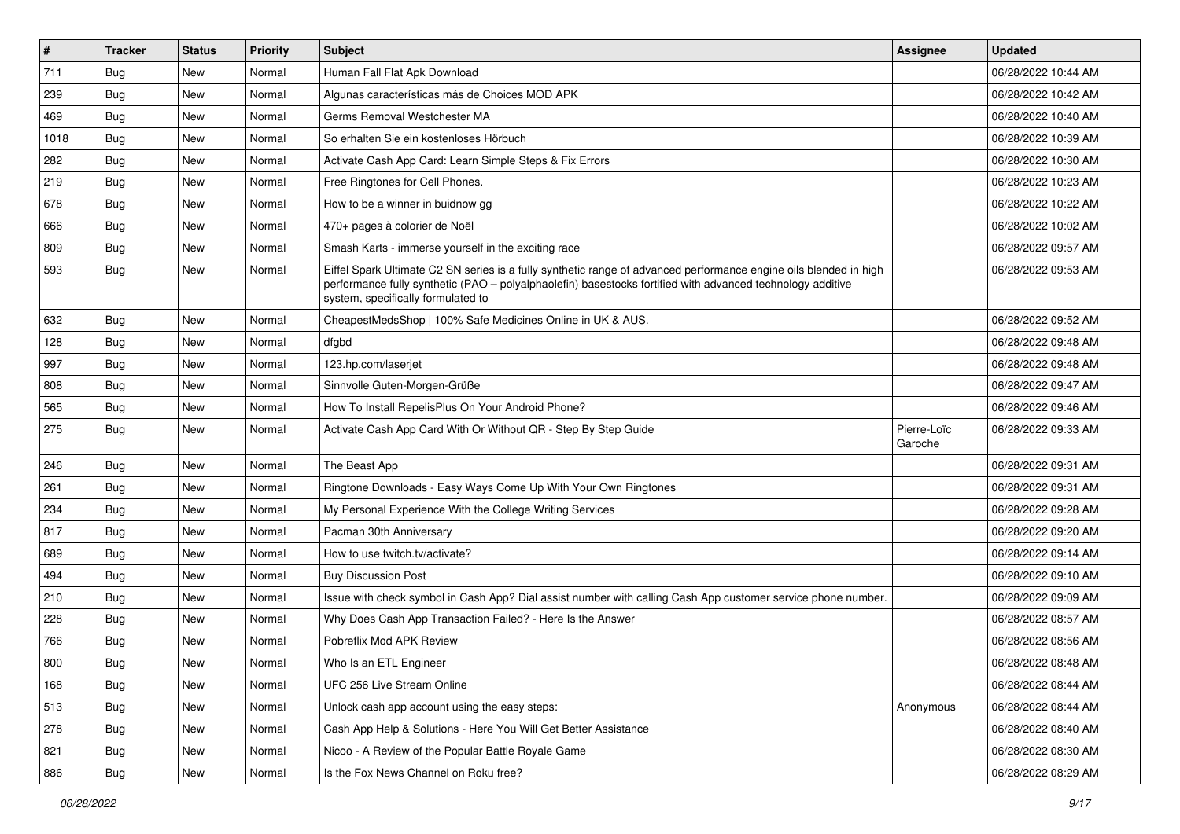| # | Tracker | Status | Priority | Subject | Assignee | Updated |
|---|---|---|---|---|---|---|
| 711 | Bug | New | Normal | Human Fall Flat Apk Download | | 06/28/2022 10:44 AM |
| 239 | Bug | New | Normal | Algunas características más de Choices MOD APK | | 06/28/2022 10:42 AM |
| 469 | Bug | New | Normal | Germs Removal Westchester MA | | 06/28/2022 10:40 AM |
| 1018 | Bug | New | Normal | So erhalten Sie ein kostenloses Hörbuch | | 06/28/2022 10:39 AM |
| 282 | Bug | New | Normal | Activate Cash App Card: Learn Simple Steps & Fix Errors | | 06/28/2022 10:30 AM |
| 219 | Bug | New | Normal | Free Ringtones for Cell Phones. | | 06/28/2022 10:23 AM |
| 678 | Bug | New | Normal | How to be a winner in buidnow gg | | 06/28/2022 10:22 AM |
| 666 | Bug | New | Normal | 470+ pages à colorier de Noël | | 06/28/2022 10:02 AM |
| 809 | Bug | New | Normal | Smash Karts - immerse yourself in the exciting race | | 06/28/2022 09:57 AM |
| 593 | Bug | New | Normal | Eiffel Spark Ultimate C2 SN series is a fully synthetic range of advanced performance engine oils blended in high performance fully synthetic (PAO – polyalphaolefin) basestocks fortified with advanced technology additive system, specifically formulated to | | 06/28/2022 09:53 AM |
| 632 | Bug | New | Normal | CheapestMedsShop \| 100% Safe Medicines Online in UK & AUS. | | 06/28/2022 09:52 AM |
| 128 | Bug | New | Normal | dfgbd | | 06/28/2022 09:48 AM |
| 997 | Bug | New | Normal | 123.hp.com/laserjet | | 06/28/2022 09:48 AM |
| 808 | Bug | New | Normal | Sinnvolle Guten-Morgen-Grüße | | 06/28/2022 09:47 AM |
| 565 | Bug | New | Normal | How To Install RepelisPlus On Your Android Phone? | | 06/28/2022 09:46 AM |
| 275 | Bug | New | Normal | Activate Cash App Card With Or Without QR - Step By Step Guide | Pierre-Loïc Garoche | 06/28/2022 09:33 AM |
| 246 | Bug | New | Normal | The Beast App | | 06/28/2022 09:31 AM |
| 261 | Bug | New | Normal | Ringtone Downloads - Easy Ways Come Up With Your Own Ringtones | | 06/28/2022 09:31 AM |
| 234 | Bug | New | Normal | My Personal Experience With the College Writing Services | | 06/28/2022 09:28 AM |
| 817 | Bug | New | Normal | Pacman 30th Anniversary | | 06/28/2022 09:20 AM |
| 689 | Bug | New | Normal | How to use twitch.tv/activate? | | 06/28/2022 09:14 AM |
| 494 | Bug | New | Normal | Buy Discussion Post | | 06/28/2022 09:10 AM |
| 210 | Bug | New | Normal | Issue with check symbol in Cash App? Dial assist number with calling Cash App customer service phone number. | | 06/28/2022 09:09 AM |
| 228 | Bug | New | Normal | Why Does Cash App Transaction Failed? - Here Is the Answer | | 06/28/2022 08:57 AM |
| 766 | Bug | New | Normal | Pobreflix Mod APK Review | | 06/28/2022 08:56 AM |
| 800 | Bug | New | Normal | Who Is an ETL Engineer | | 06/28/2022 08:48 AM |
| 168 | Bug | New | Normal | UFC 256 Live Stream Online | | 06/28/2022 08:44 AM |
| 513 | Bug | New | Normal | Unlock cash app account using the easy steps: | Anonymous | 06/28/2022 08:44 AM |
| 278 | Bug | New | Normal | Cash App Help & Solutions - Here You Will Get Better Assistance | | 06/28/2022 08:40 AM |
| 821 | Bug | New | Normal | Nicoo - A Review of the Popular Battle Royale Game | | 06/28/2022 08:30 AM |
| 886 | Bug | New | Normal | Is the Fox News Channel on Roku free? | | 06/28/2022 08:29 AM |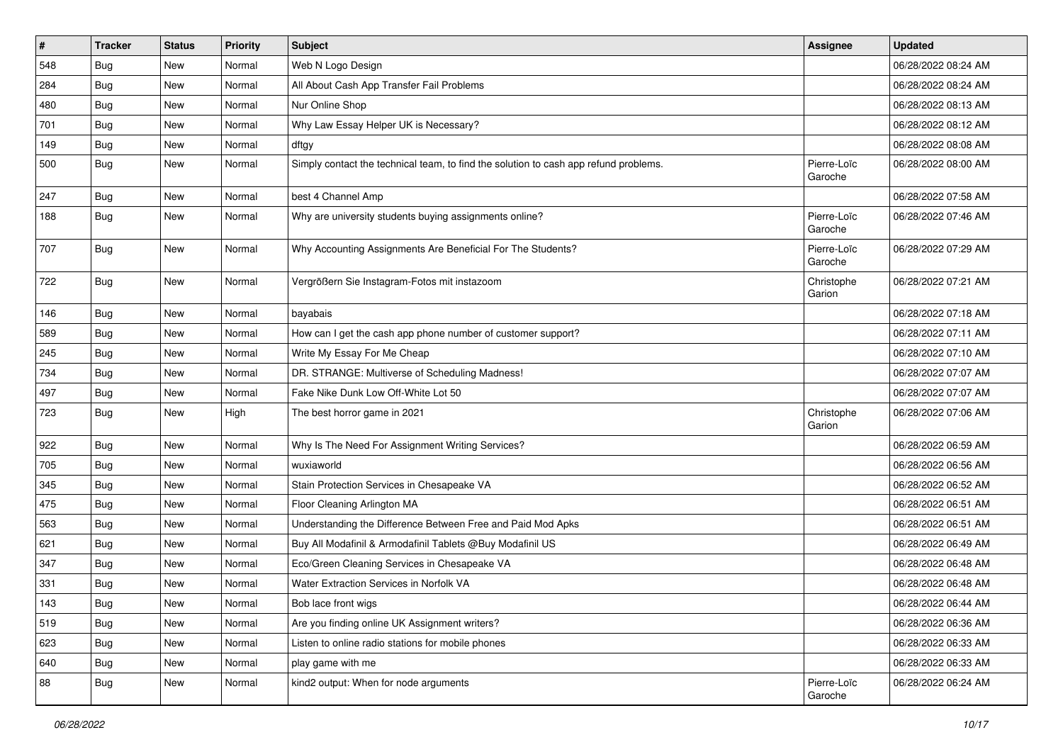| # | Tracker | Status | Priority | Subject | Assignee | Updated |
|---|---|---|---|---|---|---|
| 548 | Bug | New | Normal | Web N Logo Design | | 06/28/2022 08:24 AM |
| 284 | Bug | New | Normal | All About Cash App Transfer Fail Problems | | 06/28/2022 08:24 AM |
| 480 | Bug | New | Normal | Nur Online Shop | | 06/28/2022 08:13 AM |
| 701 | Bug | New | Normal | Why Law Essay Helper UK is Necessary? | | 06/28/2022 08:12 AM |
| 149 | Bug | New | Normal | dftgy | | 06/28/2022 08:08 AM |
| 500 | Bug | New | Normal | Simply contact the technical team, to find the solution to cash app refund problems. | Pierre-Loïc Garoche | 06/28/2022 08:00 AM |
| 247 | Bug | New | Normal | best 4 Channel Amp | | 06/28/2022 07:58 AM |
| 188 | Bug | New | Normal | Why are university students buying assignments online? | Pierre-Loïc Garoche | 06/28/2022 07:46 AM |
| 707 | Bug | New | Normal | Why Accounting Assignments Are Beneficial For The Students? | Pierre-Loïc Garoche | 06/28/2022 07:29 AM |
| 722 | Bug | New | Normal | Vergrößern Sie Instagram-Fotos mit instazoom | Christophe Garion | 06/28/2022 07:21 AM |
| 146 | Bug | New | Normal | bayabais | | 06/28/2022 07:18 AM |
| 589 | Bug | New | Normal | How can I get the cash app phone number of customer support? | | 06/28/2022 07:11 AM |
| 245 | Bug | New | Normal | Write My Essay For Me Cheap | | 06/28/2022 07:10 AM |
| 734 | Bug | New | Normal | DR. STRANGE: Multiverse of Scheduling Madness! | | 06/28/2022 07:07 AM |
| 497 | Bug | New | Normal | Fake Nike Dunk Low Off-White Lot 50 | | 06/28/2022 07:07 AM |
| 723 | Bug | New | High | The best horror game in 2021 | Christophe Garion | 06/28/2022 07:06 AM |
| 922 | Bug | New | Normal | Why Is The Need For Assignment Writing Services? | | 06/28/2022 06:59 AM |
| 705 | Bug | New | Normal | wuxiaworld | | 06/28/2022 06:56 AM |
| 345 | Bug | New | Normal | Stain Protection Services in Chesapeake VA | | 06/28/2022 06:52 AM |
| 475 | Bug | New | Normal | Floor Cleaning Arlington MA | | 06/28/2022 06:51 AM |
| 563 | Bug | New | Normal | Understanding the Difference Between Free and Paid Mod Apks | | 06/28/2022 06:51 AM |
| 621 | Bug | New | Normal | Buy All Modafinil & Armodafinil Tablets @Buy Modafinil US | | 06/28/2022 06:49 AM |
| 347 | Bug | New | Normal | Eco/Green Cleaning Services in Chesapeake VA | | 06/28/2022 06:48 AM |
| 331 | Bug | New | Normal | Water Extraction Services in Norfolk VA | | 06/28/2022 06:48 AM |
| 143 | Bug | New | Normal | Bob lace front wigs | | 06/28/2022 06:44 AM |
| 519 | Bug | New | Normal | Are you finding online UK Assignment writers? | | 06/28/2022 06:36 AM |
| 623 | Bug | New | Normal | Listen to online radio stations for mobile phones | | 06/28/2022 06:33 AM |
| 640 | Bug | New | Normal | play game with me | | 06/28/2022 06:33 AM |
| 88 | Bug | New | Normal | kind2 output: When for node arguments | Pierre-Loïc Garoche | 06/28/2022 06:24 AM |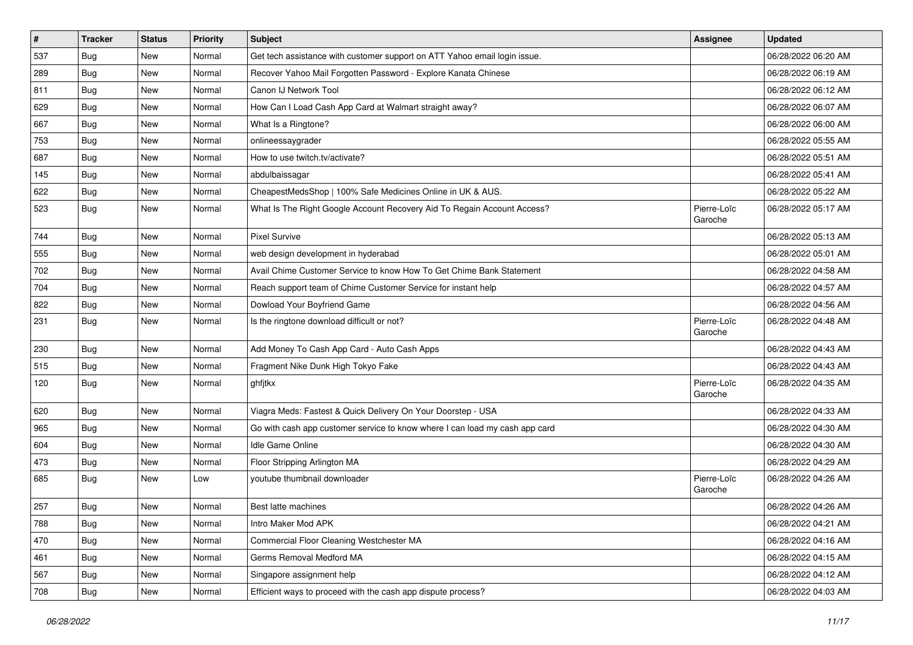| # | Tracker | Status | Priority | Subject | Assignee | Updated |
|---|---|---|---|---|---|---|
| 537 | Bug | New | Normal | Get tech assistance with customer support on ATT Yahoo email login issue. | | 06/28/2022 06:20 AM |
| 289 | Bug | New | Normal | Recover Yahoo Mail Forgotten Password - Explore Kanata Chinese | | 06/28/2022 06:19 AM |
| 811 | Bug | New | Normal | Canon IJ Network Tool | | 06/28/2022 06:12 AM |
| 629 | Bug | New | Normal | How Can I Load Cash App Card at Walmart straight away? | | 06/28/2022 06:07 AM |
| 667 | Bug | New | Normal | What Is a Ringtone? | | 06/28/2022 06:00 AM |
| 753 | Bug | New | Normal | onlineessaygrader | | 06/28/2022 05:55 AM |
| 687 | Bug | New | Normal | How to use twitch.tv/activate? | | 06/28/2022 05:51 AM |
| 145 | Bug | New | Normal | abdulbaissagar | | 06/28/2022 05:41 AM |
| 622 | Bug | New | Normal | CheapestMedsShop \| 100% Safe Medicines Online in UK & AUS. | | 06/28/2022 05:22 AM |
| 523 | Bug | New | Normal | What Is The Right Google Account Recovery Aid To Regain Account Access? | Pierre-Loïc Garoche | 06/28/2022 05:17 AM |
| 744 | Bug | New | Normal | Pixel Survive | | 06/28/2022 05:13 AM |
| 555 | Bug | New | Normal | web design development in hyderabad | | 06/28/2022 05:01 AM |
| 702 | Bug | New | Normal | Avail Chime Customer Service to know How To Get Chime Bank Statement | | 06/28/2022 04:58 AM |
| 704 | Bug | New | Normal | Reach support team of Chime Customer Service for instant help | | 06/28/2022 04:57 AM |
| 822 | Bug | New | Normal | Dowload Your Boyfriend Game | | 06/28/2022 04:56 AM |
| 231 | Bug | New | Normal | Is the ringtone download difficult or not? | Pierre-Loïc Garoche | 06/28/2022 04:48 AM |
| 230 | Bug | New | Normal | Add Money To Cash App Card - Auto Cash Apps | | 06/28/2022 04:43 AM |
| 515 | Bug | New | Normal | Fragment Nike Dunk High Tokyo Fake | | 06/28/2022 04:43 AM |
| 120 | Bug | New | Normal | ghfjtkx | Pierre-Loïc Garoche | 06/28/2022 04:35 AM |
| 620 | Bug | New | Normal | Viagra Meds: Fastest & Quick Delivery On Your Doorstep - USA | | 06/28/2022 04:33 AM |
| 965 | Bug | New | Normal | Go with cash app customer service to know where I can load my cash app card | | 06/28/2022 04:30 AM |
| 604 | Bug | New | Normal | Idle Game Online | | 06/28/2022 04:30 AM |
| 473 | Bug | New | Normal | Floor Stripping Arlington MA | | 06/28/2022 04:29 AM |
| 685 | Bug | New | Low | youtube thumbnail downloader | Pierre-Loïc Garoche | 06/28/2022 04:26 AM |
| 257 | Bug | New | Normal | Best latte machines | | 06/28/2022 04:26 AM |
| 788 | Bug | New | Normal | Intro Maker Mod APK | | 06/28/2022 04:21 AM |
| 470 | Bug | New | Normal | Commercial Floor Cleaning Westchester MA | | 06/28/2022 04:16 AM |
| 461 | Bug | New | Normal | Germs Removal Medford MA | | 06/28/2022 04:15 AM |
| 567 | Bug | New | Normal | Singapore assignment help | | 06/28/2022 04:12 AM |
| 708 | Bug | New | Normal | Efficient ways to proceed with the cash app dispute process? | | 06/28/2022 04:03 AM |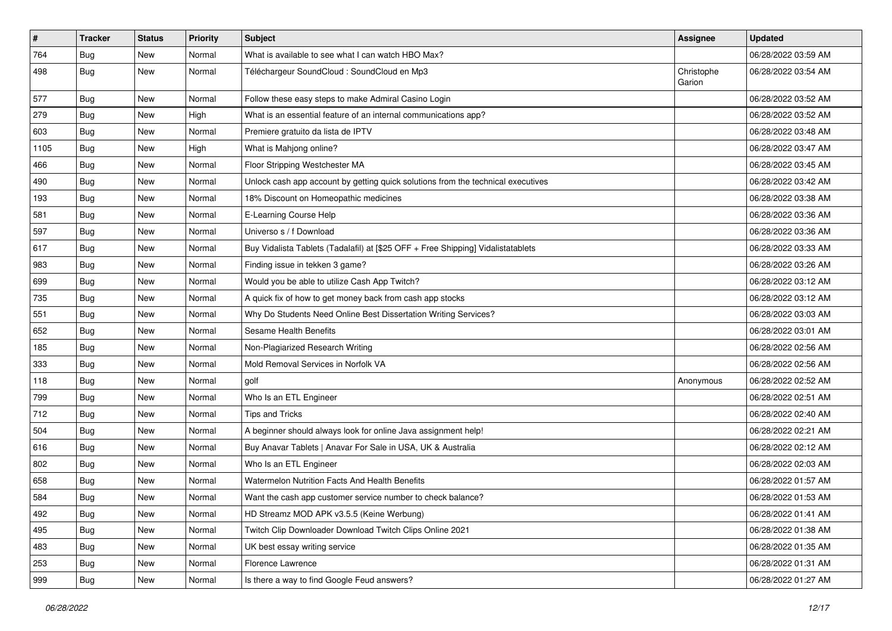| # | Tracker | Status | Priority | Subject | Assignee | Updated |
|---|---|---|---|---|---|---|
| 764 | Bug | New | Normal | What is available to see what I can watch HBO Max? | | 06/28/2022 03:59 AM |
| 498 | Bug | New | Normal | Téléchargeur SoundCloud : SoundCloud en Mp3 | Christophe Garion | 06/28/2022 03:54 AM |
| 577 | Bug | New | Normal | Follow these easy steps to make Admiral Casino Login | | 06/28/2022 03:52 AM |
| 279 | Bug | New | High | What is an essential feature of an internal communications app? | | 06/28/2022 03:52 AM |
| 603 | Bug | New | Normal | Premiere gratuito da lista de IPTV | | 06/28/2022 03:48 AM |
| 1105 | Bug | New | High | What is Mahjong online? | | 06/28/2022 03:47 AM |
| 466 | Bug | New | Normal | Floor Stripping Westchester MA | | 06/28/2022 03:45 AM |
| 490 | Bug | New | Normal | Unlock cash app account by getting quick solutions from the technical executives | | 06/28/2022 03:42 AM |
| 193 | Bug | New | Normal | 18% Discount on Homeopathic medicines | | 06/28/2022 03:38 AM |
| 581 | Bug | New | Normal | E-Learning Course Help | | 06/28/2022 03:36 AM |
| 597 | Bug | New | Normal | Universo s / f Download | | 06/28/2022 03:36 AM |
| 617 | Bug | New | Normal | Buy Vidalista Tablets (Tadalafil) at [$25 OFF + Free Shipping] Vidalistatablets | | 06/28/2022 03:33 AM |
| 983 | Bug | New | Normal | Finding issue in tekken 3 game? | | 06/28/2022 03:26 AM |
| 699 | Bug | New | Normal | Would you be able to utilize Cash App Twitch? | | 06/28/2022 03:12 AM |
| 735 | Bug | New | Normal | A quick fix of how to get money back from cash app stocks | | 06/28/2022 03:12 AM |
| 551 | Bug | New | Normal | Why Do Students Need Online Best Dissertation Writing Services? | | 06/28/2022 03:03 AM |
| 652 | Bug | New | Normal | Sesame Health Benefits | | 06/28/2022 03:01 AM |
| 185 | Bug | New | Normal | Non-Plagiarized Research Writing | | 06/28/2022 02:56 AM |
| 333 | Bug | New | Normal | Mold Removal Services in Norfolk VA | | 06/28/2022 02:56 AM |
| 118 | Bug | New | Normal | golf | Anonymous | 06/28/2022 02:52 AM |
| 799 | Bug | New | Normal | Who Is an ETL Engineer | | 06/28/2022 02:51 AM |
| 712 | Bug | New | Normal | Tips and Tricks | | 06/28/2022 02:40 AM |
| 504 | Bug | New | Normal | A beginner should always look for online Java assignment help! | | 06/28/2022 02:21 AM |
| 616 | Bug | New | Normal | Buy Anavar Tablets \| Anavar For Sale in USA, UK & Australia | | 06/28/2022 02:12 AM |
| 802 | Bug | New | Normal | Who Is an ETL Engineer | | 06/28/2022 02:03 AM |
| 658 | Bug | New | Normal | Watermelon Nutrition Facts And Health Benefits | | 06/28/2022 01:57 AM |
| 584 | Bug | New | Normal | Want the cash app customer service number to check balance? | | 06/28/2022 01:53 AM |
| 492 | Bug | New | Normal | HD Streamz MOD APK v3.5.5 (Keine Werbung) | | 06/28/2022 01:41 AM |
| 495 | Bug | New | Normal | Twitch Clip Downloader Download Twitch Clips Online 2021 | | 06/28/2022 01:38 AM |
| 483 | Bug | New | Normal | UK best essay writing service | | 06/28/2022 01:35 AM |
| 253 | Bug | New | Normal | Florence Lawrence | | 06/28/2022 01:31 AM |
| 999 | Bug | New | Normal | Is there a way to find Google Feud answers? | | 06/28/2022 01:27 AM |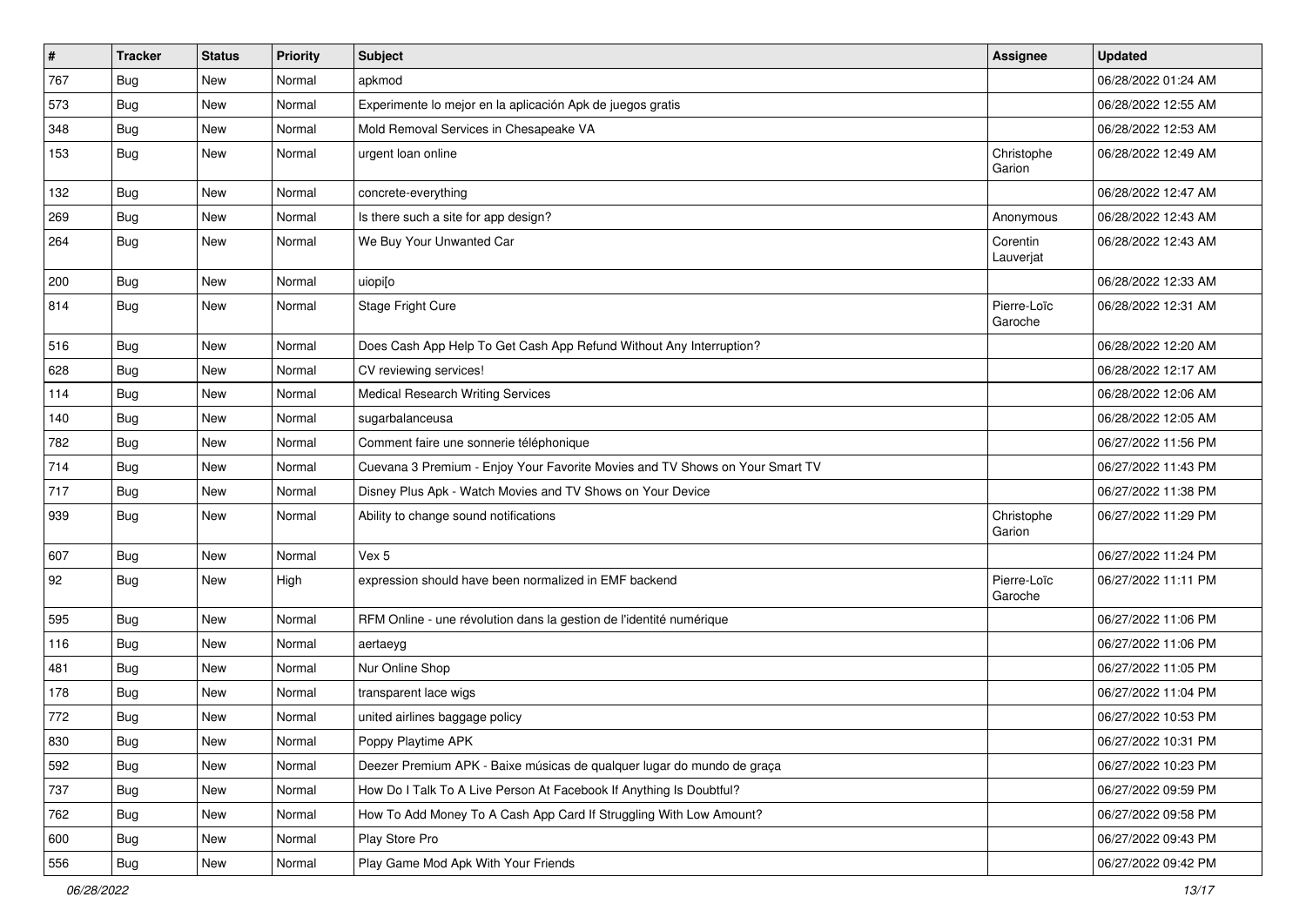| # | Tracker | Status | Priority | Subject | Assignee | Updated |
|---|---|---|---|---|---|---|
| 767 | Bug | New | Normal | apkmod | | 06/28/2022 01:24 AM |
| 573 | Bug | New | Normal | Experimente lo mejor en la aplicación Apk de juegos gratis | | 06/28/2022 12:55 AM |
| 348 | Bug | New | Normal | Mold Removal Services in Chesapeake VA | | 06/28/2022 12:53 AM |
| 153 | Bug | New | Normal | urgent loan online | Christophe Garion | 06/28/2022 12:49 AM |
| 132 | Bug | New | Normal | concrete-everything | | 06/28/2022 12:47 AM |
| 269 | Bug | New | Normal | Is there such a site for app design? | Anonymous | 06/28/2022 12:43 AM |
| 264 | Bug | New | Normal | We Buy Your Unwanted Car | Corentin Lauverjat | 06/28/2022 12:43 AM |
| 200 | Bug | New | Normal | uiopi[o | | 06/28/2022 12:33 AM |
| 814 | Bug | New | Normal | Stage Fright Cure | Pierre-Loïc Garoche | 06/28/2022 12:31 AM |
| 516 | Bug | New | Normal | Does Cash App Help To Get Cash App Refund Without Any Interruption? | | 06/28/2022 12:20 AM |
| 628 | Bug | New | Normal | CV reviewing services! | | 06/28/2022 12:17 AM |
| 114 | Bug | New | Normal | Medical Research Writing Services | | 06/28/2022 12:06 AM |
| 140 | Bug | New | Normal | sugarbalanceusa | | 06/28/2022 12:05 AM |
| 782 | Bug | New | Normal | Comment faire une sonnerie téléphonique | | 06/27/2022 11:56 PM |
| 714 | Bug | New | Normal | Cuevana 3 Premium - Enjoy Your Favorite Movies and TV Shows on Your Smart TV | | 06/27/2022 11:43 PM |
| 717 | Bug | New | Normal | Disney Plus Apk - Watch Movies and TV Shows on Your Device | | 06/27/2022 11:38 PM |
| 939 | Bug | New | Normal | Ability to change sound notifications | Christophe Garion | 06/27/2022 11:29 PM |
| 607 | Bug | New | Normal | Vex 5 | | 06/27/2022 11:24 PM |
| 92 | Bug | New | High | expression should have been normalized in EMF backend | Pierre-Loïc Garoche | 06/27/2022 11:11 PM |
| 595 | Bug | New | Normal | RFM Online - une révolution dans la gestion de l'identité numérique | | 06/27/2022 11:06 PM |
| 116 | Bug | New | Normal | aertaeyg | | 06/27/2022 11:06 PM |
| 481 | Bug | New | Normal | Nur Online Shop | | 06/27/2022 11:05 PM |
| 178 | Bug | New | Normal | transparent lace wigs | | 06/27/2022 11:04 PM |
| 772 | Bug | New | Normal | united airlines baggage policy | | 06/27/2022 10:53 PM |
| 830 | Bug | New | Normal | Poppy Playtime APK | | 06/27/2022 10:31 PM |
| 592 | Bug | New | Normal | Deezer Premium APK - Baixe músicas de qualquer lugar do mundo de graça | | 06/27/2022 10:23 PM |
| 737 | Bug | New | Normal | How Do I Talk To A Live Person At Facebook If Anything Is Doubtful? | | 06/27/2022 09:59 PM |
| 762 | Bug | New | Normal | How To Add Money To A Cash App Card If Struggling With Low Amount? | | 06/27/2022 09:58 PM |
| 600 | Bug | New | Normal | Play Store Pro | | 06/27/2022 09:43 PM |
| 556 | Bug | New | Normal | Play Game Mod Apk With Your Friends | | 06/27/2022 09:42 PM |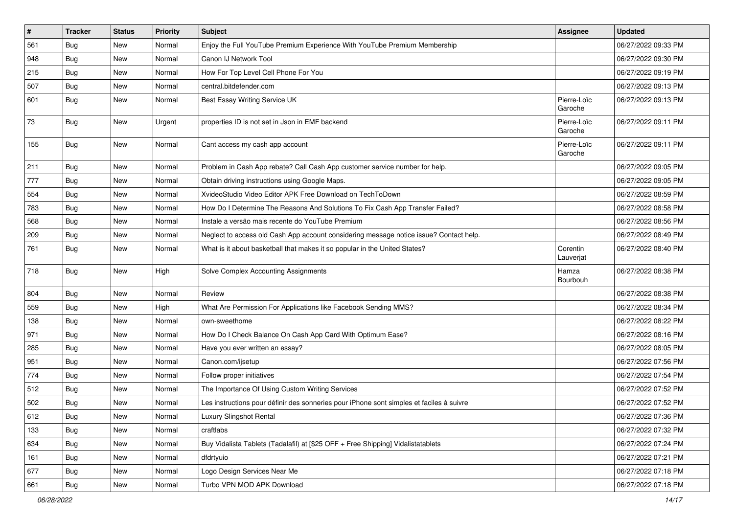| # | Tracker | Status | Priority | Subject | Assignee | Updated |
|---|---|---|---|---|---|---|
| 561 | Bug | New | Normal | Enjoy the Full YouTube Premium Experience With YouTube Premium Membership | | 06/27/2022 09:33 PM |
| 948 | Bug | New | Normal | Canon IJ Network Tool | | 06/27/2022 09:30 PM |
| 215 | Bug | New | Normal | How For Top Level Cell Phone For You | | 06/27/2022 09:19 PM |
| 507 | Bug | New | Normal | central.bitdefender.com | | 06/27/2022 09:13 PM |
| 601 | Bug | New | Normal | Best Essay Writing Service UK | Pierre-Loïc Garoche | 06/27/2022 09:13 PM |
| 73 | Bug | New | Urgent | properties ID is not set in Json in EMF backend | Pierre-Loïc Garoche | 06/27/2022 09:11 PM |
| 155 | Bug | New | Normal | Cant access my cash app account | Pierre-Loïc Garoche | 06/27/2022 09:11 PM |
| 211 | Bug | New | Normal | Problem in Cash App rebate? Call Cash App customer service number for help. | | 06/27/2022 09:05 PM |
| 777 | Bug | New | Normal | Obtain driving instructions using Google Maps. | | 06/27/2022 09:05 PM |
| 554 | Bug | New | Normal | XvideoStudio Video Editor APK Free Download on TechToDown | | 06/27/2022 08:59 PM |
| 783 | Bug | New | Normal | How Do I Determine The Reasons And Solutions To Fix Cash App Transfer Failed? | | 06/27/2022 08:58 PM |
| 568 | Bug | New | Normal | Instale a versão mais recente do YouTube Premium | | 06/27/2022 08:56 PM |
| 209 | Bug | New | Normal | Neglect to access old Cash App account considering message notice issue? Contact help. | | 06/27/2022 08:49 PM |
| 761 | Bug | New | Normal | What is it about basketball that makes it so popular in the United States? | Corentin Lauverjat | 06/27/2022 08:40 PM |
| 718 | Bug | New | High | Solve Complex Accounting Assignments | Hamza Bourbouh | 06/27/2022 08:38 PM |
| 804 | Bug | New | Normal | Review | | 06/27/2022 08:38 PM |
| 559 | Bug | New | High | What Are Permission For Applications like Facebook Sending MMS? | | 06/27/2022 08:34 PM |
| 138 | Bug | New | Normal | own-sweethome | | 06/27/2022 08:22 PM |
| 971 | Bug | New | Normal | How Do I Check Balance On Cash App Card With Optimum Ease? | | 06/27/2022 08:16 PM |
| 285 | Bug | New | Normal | Have you ever written an essay? | | 06/27/2022 08:05 PM |
| 951 | Bug | New | Normal | Canon.com/ijsetup | | 06/27/2022 07:56 PM |
| 774 | Bug | New | Normal | Follow proper initiatives | | 06/27/2022 07:54 PM |
| 512 | Bug | New | Normal | The Importance Of Using Custom Writing Services | | 06/27/2022 07:52 PM |
| 502 | Bug | New | Normal | Les instructions pour définir des sonneries pour iPhone sont simples et faciles à suivre | | 06/27/2022 07:52 PM |
| 612 | Bug | New | Normal | Luxury Slingshot Rental | | 06/27/2022 07:36 PM |
| 133 | Bug | New | Normal | craftlabs | | 06/27/2022 07:32 PM |
| 634 | Bug | New | Normal | Buy Vidalista Tablets (Tadalafil) at [$25 OFF + Free Shipping] Vidalistatablets | | 06/27/2022 07:24 PM |
| 161 | Bug | New | Normal | dfdrtyuio | | 06/27/2022 07:21 PM |
| 677 | Bug | New | Normal | Logo Design Services Near Me | | 06/27/2022 07:18 PM |
| 661 | Bug | New | Normal | Turbo VPN MOD APK Download | | 06/27/2022 07:18 PM |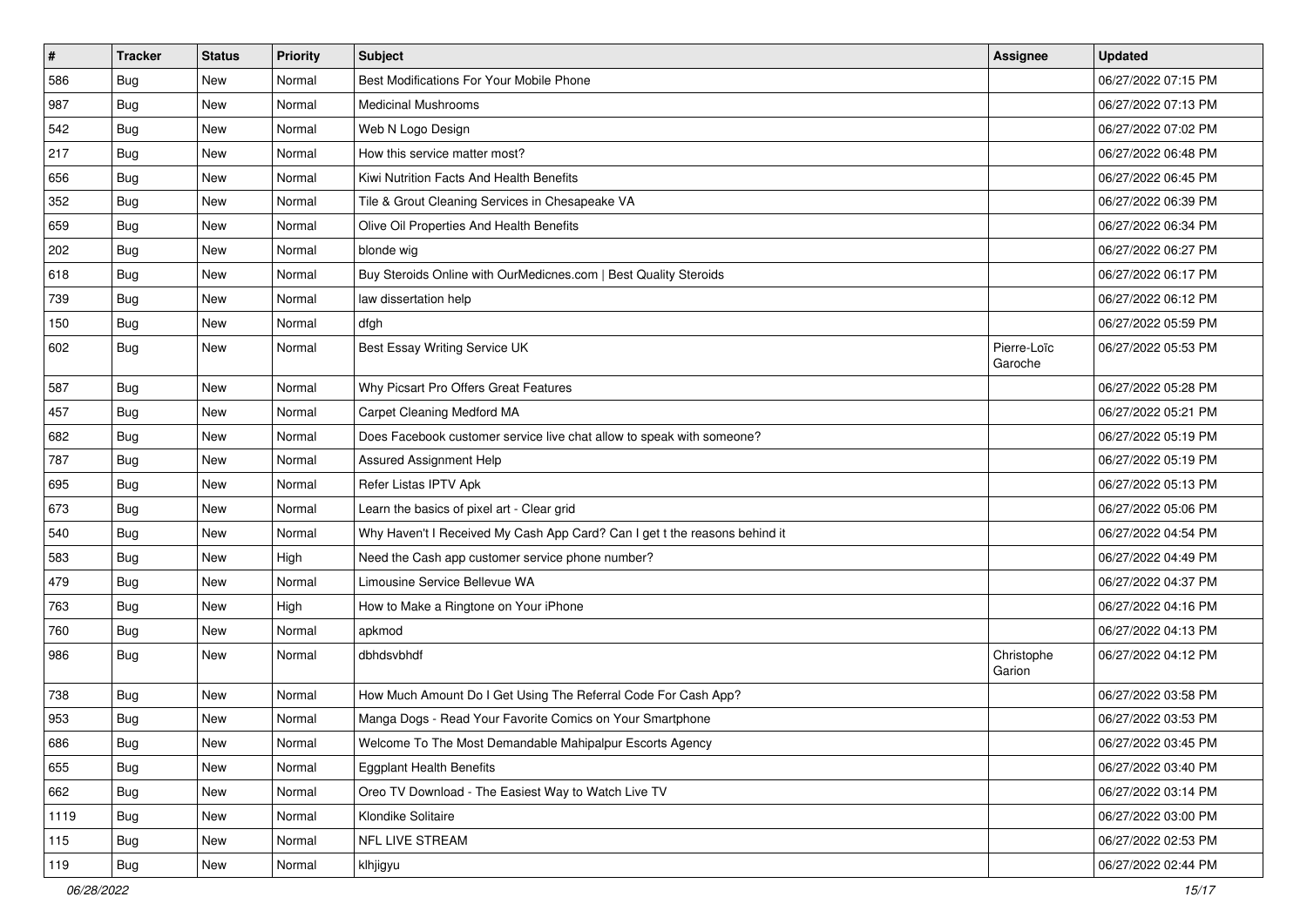| # | Tracker | Status | Priority | Subject | Assignee | Updated |
|---|---|---|---|---|---|---|
| 586 | Bug | New | Normal | Best Modifications For Your Mobile Phone | | 06/27/2022 07:15 PM |
| 987 | Bug | New | Normal | Medicinal Mushrooms | | 06/27/2022 07:13 PM |
| 542 | Bug | New | Normal | Web N Logo Design | | 06/27/2022 07:02 PM |
| 217 | Bug | New | Normal | How this service matter most? | | 06/27/2022 06:48 PM |
| 656 | Bug | New | Normal | Kiwi Nutrition Facts And Health Benefits | | 06/27/2022 06:45 PM |
| 352 | Bug | New | Normal | Tile & Grout Cleaning Services in Chesapeake VA | | 06/27/2022 06:39 PM |
| 659 | Bug | New | Normal | Olive Oil Properties And Health Benefits | | 06/27/2022 06:34 PM |
| 202 | Bug | New | Normal | blonde wig | | 06/27/2022 06:27 PM |
| 618 | Bug | New | Normal | Buy Steroids Online with OurMedicnes.com \| Best Quality Steroids | | 06/27/2022 06:17 PM |
| 739 | Bug | New | Normal | law dissertation help | | 06/27/2022 06:12 PM |
| 150 | Bug | New | Normal | dfgh | | 06/27/2022 05:59 PM |
| 602 | Bug | New | Normal | Best Essay Writing Service UK | Pierre-Loïc Garoche | 06/27/2022 05:53 PM |
| 587 | Bug | New | Normal | Why Picsart Pro Offers Great Features | | 06/27/2022 05:28 PM |
| 457 | Bug | New | Normal | Carpet Cleaning Medford MA | | 06/27/2022 05:21 PM |
| 682 | Bug | New | Normal | Does Facebook customer service live chat allow to speak with someone? | | 06/27/2022 05:19 PM |
| 787 | Bug | New | Normal | Assured Assignment Help | | 06/27/2022 05:19 PM |
| 695 | Bug | New | Normal | Refer Listas IPTV Apk | | 06/27/2022 05:13 PM |
| 673 | Bug | New | Normal | Learn the basics of pixel art - Clear grid | | 06/27/2022 05:06 PM |
| 540 | Bug | New | Normal | Why Haven't I Received My Cash App Card? Can I get t the reasons behind it | | 06/27/2022 04:54 PM |
| 583 | Bug | New | High | Need the Cash app customer service phone number? | | 06/27/2022 04:49 PM |
| 479 | Bug | New | Normal | Limousine Service Bellevue WA | | 06/27/2022 04:37 PM |
| 763 | Bug | New | High | How to Make a Ringtone on Your iPhone | | 06/27/2022 04:16 PM |
| 760 | Bug | New | Normal | apkmod | | 06/27/2022 04:13 PM |
| 986 | Bug | New | Normal | dbhdsvbhdf | Christophe Garion | 06/27/2022 04:12 PM |
| 738 | Bug | New | Normal | How Much Amount Do I Get Using The Referral Code For Cash App? | | 06/27/2022 03:58 PM |
| 953 | Bug | New | Normal | Manga Dogs - Read Your Favorite Comics on Your Smartphone | | 06/27/2022 03:53 PM |
| 686 | Bug | New | Normal | Welcome To The Most Demandable Mahipalpur Escorts Agency | | 06/27/2022 03:45 PM |
| 655 | Bug | New | Normal | Eggplant Health Benefits | | 06/27/2022 03:40 PM |
| 662 | Bug | New | Normal | Oreo TV Download - The Easiest Way to Watch Live TV | | 06/27/2022 03:14 PM |
| 1119 | Bug | New | Normal | Klondike Solitaire | | 06/27/2022 03:00 PM |
| 115 | Bug | New | Normal | NFL LIVE STREAM | | 06/27/2022 02:53 PM |
| 119 | Bug | New | Normal | klhjigyu | | 06/27/2022 02:44 PM |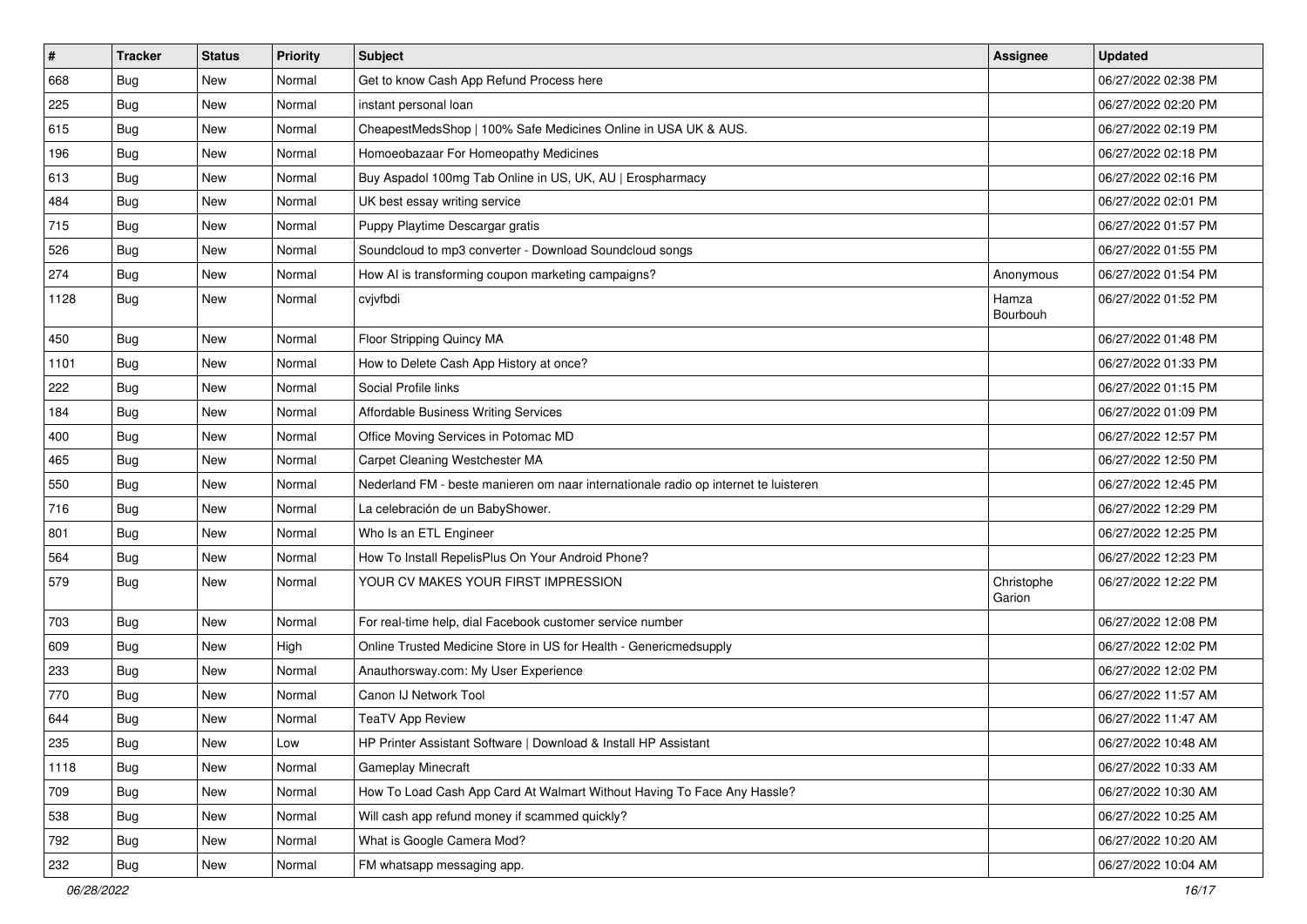| # | Tracker | Status | Priority | Subject | Assignee | Updated |
|---|---|---|---|---|---|---|
| 668 | Bug | New | Normal | Get to know Cash App Refund Process here | | 06/27/2022 02:38 PM |
| 225 | Bug | New | Normal | instant personal loan | | 06/27/2022 02:20 PM |
| 615 | Bug | New | Normal | CheapestMedsShop \| 100% Safe Medicines Online in USA UK & AUS. | | 06/27/2022 02:19 PM |
| 196 | Bug | New | Normal | Homoeobazaar For Homeopathy Medicines | | 06/27/2022 02:18 PM |
| 613 | Bug | New | Normal | Buy Aspadol 100mg Tab Online in US, UK, AU \| Erospharmacy | | 06/27/2022 02:16 PM |
| 484 | Bug | New | Normal | UK best essay writing service | | 06/27/2022 02:01 PM |
| 715 | Bug | New | Normal | Puppy Playtime Descargar gratis | | 06/27/2022 01:57 PM |
| 526 | Bug | New | Normal | Soundcloud to mp3 converter - Download Soundcloud songs | | 06/27/2022 01:55 PM |
| 274 | Bug | New | Normal | How AI is transforming coupon marketing campaigns? | Anonymous | 06/27/2022 01:54 PM |
| 1128 | Bug | New | Normal | cvjvfbdi | Hamza Bourbouh | 06/27/2022 01:52 PM |
| 450 | Bug | New | Normal | Floor Stripping Quincy MA | | 06/27/2022 01:48 PM |
| 1101 | Bug | New | Normal | How to Delete Cash App History at once? | | 06/27/2022 01:33 PM |
| 222 | Bug | New | Normal | Social Profile links | | 06/27/2022 01:15 PM |
| 184 | Bug | New | Normal | Affordable Business Writing Services | | 06/27/2022 01:09 PM |
| 400 | Bug | New | Normal | Office Moving Services in Potomac MD | | 06/27/2022 12:57 PM |
| 465 | Bug | New | Normal | Carpet Cleaning Westchester MA | | 06/27/2022 12:50 PM |
| 550 | Bug | New | Normal | Nederland FM - beste manieren om naar internationale radio op internet te luisteren | | 06/27/2022 12:45 PM |
| 716 | Bug | New | Normal | La celebración de un BabyShower. | | 06/27/2022 12:29 PM |
| 801 | Bug | New | Normal | Who Is an ETL Engineer | | 06/27/2022 12:25 PM |
| 564 | Bug | New | Normal | How To Install RepelisPlus On Your Android Phone? | | 06/27/2022 12:23 PM |
| 579 | Bug | New | Normal | YOUR CV MAKES YOUR FIRST IMPRESSION | Christophe Garion | 06/27/2022 12:22 PM |
| 703 | Bug | New | Normal | For real-time help, dial Facebook customer service number | | 06/27/2022 12:08 PM |
| 609 | Bug | New | High | Online Trusted Medicine Store in US for Health - Genericmedsupply | | 06/27/2022 12:02 PM |
| 233 | Bug | New | Normal | Anauthorsway.com: My User Experience | | 06/27/2022 12:02 PM |
| 770 | Bug | New | Normal | Canon IJ Network Tool | | 06/27/2022 11:57 AM |
| 644 | Bug | New | Normal | TeaTV App Review | | 06/27/2022 11:47 AM |
| 235 | Bug | New | Low | HP Printer Assistant Software \| Download & Install HP Assistant | | 06/27/2022 10:48 AM |
| 1118 | Bug | New | Normal | Gameplay Minecraft | | 06/27/2022 10:33 AM |
| 709 | Bug | New | Normal | How To Load Cash App Card At Walmart Without Having To Face Any Hassle? | | 06/27/2022 10:30 AM |
| 538 | Bug | New | Normal | Will cash app refund money if scammed quickly? | | 06/27/2022 10:25 AM |
| 792 | Bug | New | Normal | What is Google Camera Mod? | | 06/27/2022 10:20 AM |
| 232 | Bug | New | Normal | FM whatsapp messaging app. | | 06/27/2022 10:04 AM |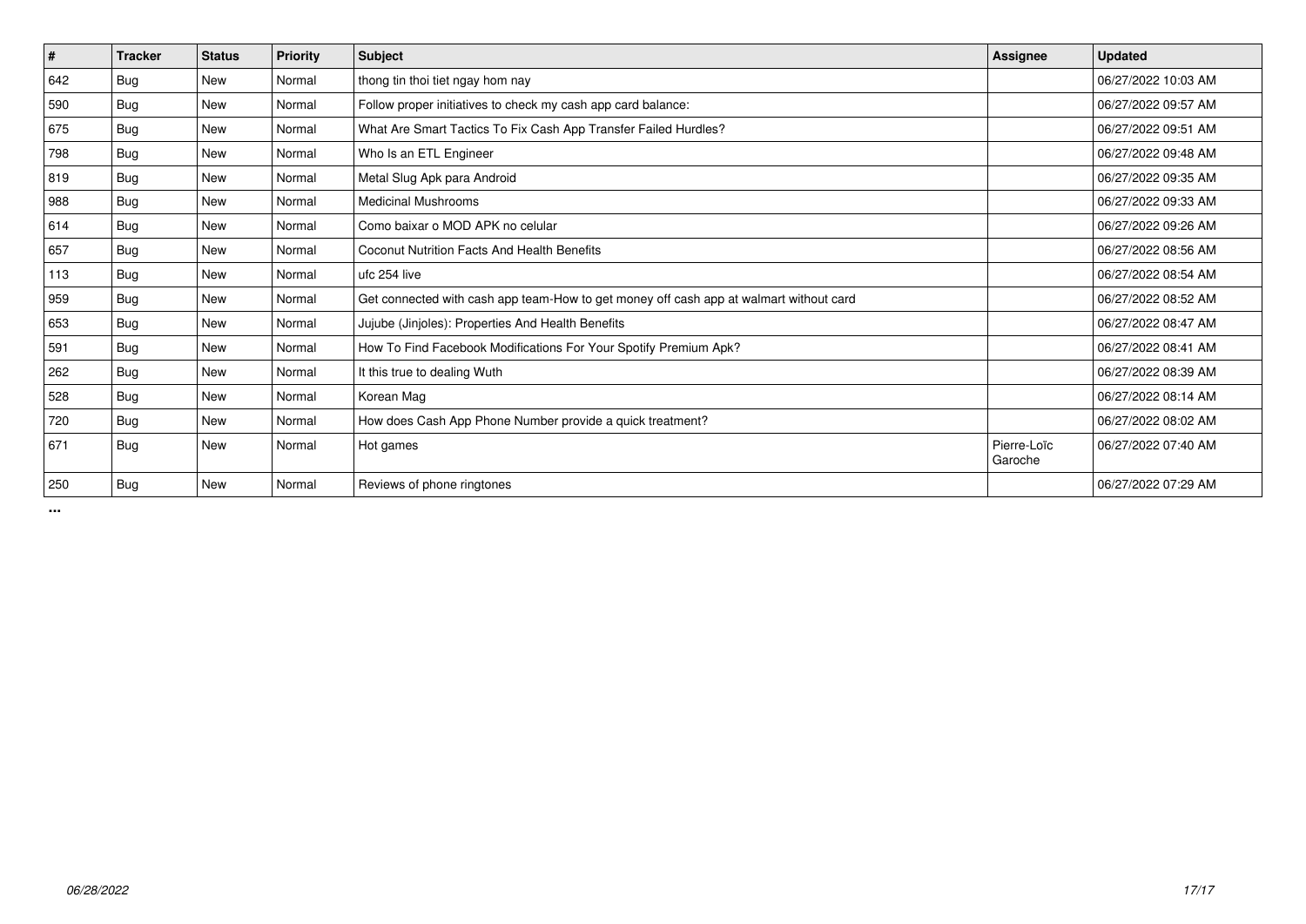| # | Tracker | Status | Priority | Subject | Assignee | Updated |
| --- | --- | --- | --- | --- | --- | --- |
| 642 | Bug | New | Normal | thong tin thoi tiet ngay hom nay | | 06/27/2022 10:03 AM |
| 590 | Bug | New | Normal | Follow proper initiatives to check my cash app card balance: | | 06/27/2022 09:57 AM |
| 675 | Bug | New | Normal | What Are Smart Tactics To Fix Cash App Transfer Failed Hurdles? | | 06/27/2022 09:51 AM |
| 798 | Bug | New | Normal | Who Is an ETL Engineer | | 06/27/2022 09:48 AM |
| 819 | Bug | New | Normal | Metal Slug Apk para Android | | 06/27/2022 09:35 AM |
| 988 | Bug | New | Normal | Medicinal Mushrooms | | 06/27/2022 09:33 AM |
| 614 | Bug | New | Normal | Como baixar o MOD APK no celular | | 06/27/2022 09:26 AM |
| 657 | Bug | New | Normal | Coconut Nutrition Facts And Health Benefits | | 06/27/2022 08:56 AM |
| 113 | Bug | New | Normal | ufc 254 live | | 06/27/2022 08:54 AM |
| 959 | Bug | New | Normal | Get connected with cash app team-How to get money off cash app at walmart without card | | 06/27/2022 08:52 AM |
| 653 | Bug | New | Normal | Jujube (Jinjoles): Properties And Health Benefits | | 06/27/2022 08:47 AM |
| 591 | Bug | New | Normal | How To Find Facebook Modifications For Your Spotify Premium Apk? | | 06/27/2022 08:41 AM |
| 262 | Bug | New | Normal | It this true to dealing Wuth | | 06/27/2022 08:39 AM |
| 528 | Bug | New | Normal | Korean Mag | | 06/27/2022 08:14 AM |
| 720 | Bug | New | Normal | How does Cash App Phone Number provide a quick treatment? | | 06/27/2022 08:02 AM |
| 671 | Bug | New | Normal | Hot games | Pierre-Loïc Garoche | 06/27/2022 07:40 AM |
| 250 | Bug | New | Normal | Reviews of phone ringtones | | 06/27/2022 07:29 AM |

...